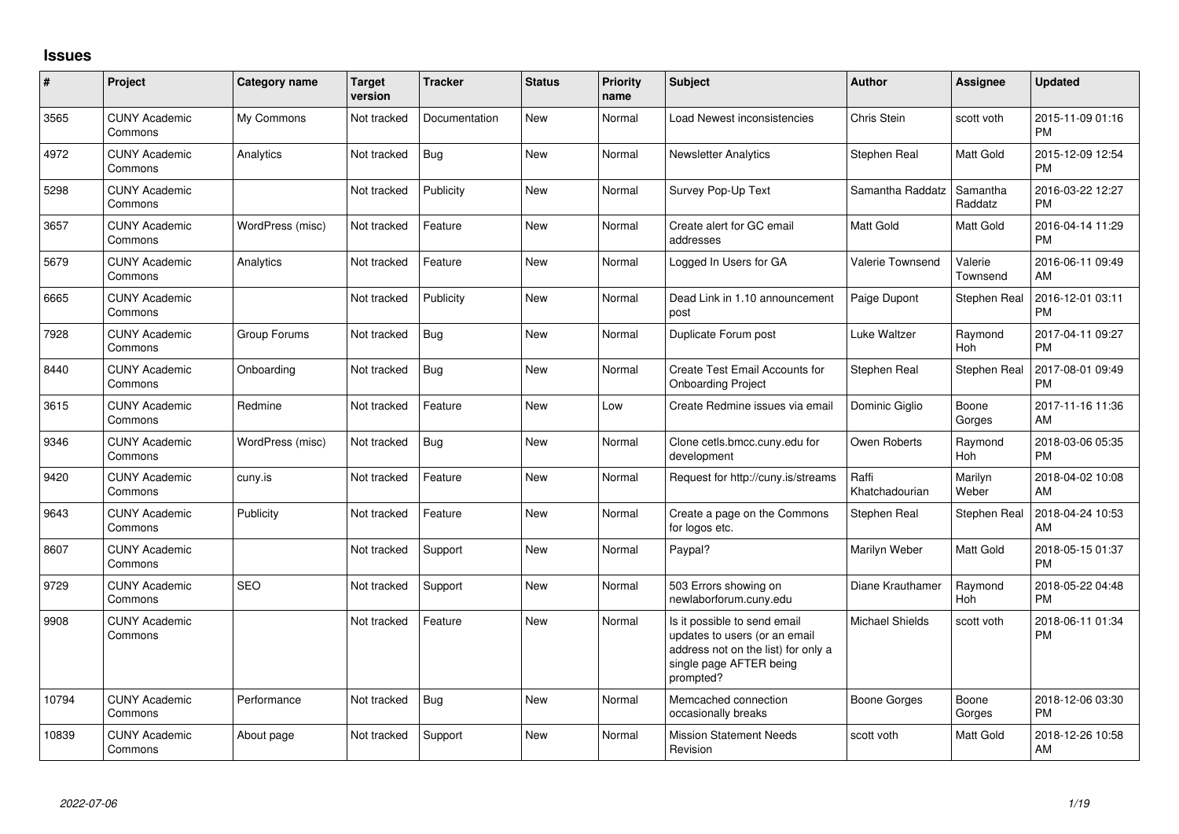## Issues

| # | Project | Category name | Target version | Tracker | Status | Priority name | Subject | Author | Assignee | Updated |
|---|---|---|---|---|---|---|---|---|---|---|
| 3565 | CUNY Academic Commons | My Commons | Not tracked | Documentation | New | Normal | Load Newest inconsistencies | Chris Stein | scott voth | 2015-11-09 01:16 PM |
| 4972 | CUNY Academic Commons | Analytics | Not tracked | Bug | New | Normal | Newsletter Analytics | Stephen Real | Matt Gold | 2015-12-09 12:54 PM |
| 5298 | CUNY Academic Commons | | Not tracked | Publicity | New | Normal | Survey Pop-Up Text | Samantha Raddatz | Samantha Raddatz | 2016-03-22 12:27 PM |
| 3657 | CUNY Academic Commons | WordPress (misc) | Not tracked | Feature | New | Normal | Create alert for GC email addresses | Matt Gold | Matt Gold | 2016-04-14 11:29 PM |
| 5679 | CUNY Academic Commons | Analytics | Not tracked | Feature | New | Normal | Logged In Users for GA | Valerie Townsend | Valerie Townsend | 2016-06-11 09:49 AM |
| 6665 | CUNY Academic Commons | | Not tracked | Publicity | New | Normal | Dead Link in 1.10 announcement post | Paige Dupont | Stephen Real | 2016-12-01 03:11 PM |
| 7928 | CUNY Academic Commons | Group Forums | Not tracked | Bug | New | Normal | Duplicate Forum post | Luke Waltzer | Raymond Hoh | 2017-04-11 09:27 PM |
| 8440 | CUNY Academic Commons | Onboarding | Not tracked | Bug | New | Normal | Create Test Email Accounts for Onboarding Project | Stephen Real | Stephen Real | 2017-08-01 09:49 PM |
| 3615 | CUNY Academic Commons | Redmine | Not tracked | Feature | New | Low | Create Redmine issues via email | Dominic Giglio | Boone Gorges | 2017-11-16 11:36 AM |
| 9346 | CUNY Academic Commons | WordPress (misc) | Not tracked | Bug | New | Normal | Clone cetls.bmcc.cuny.edu for development | Owen Roberts | Raymond Hoh | 2018-03-06 05:35 PM |
| 9420 | CUNY Academic Commons | cuny.is | Not tracked | Feature | New | Normal | Request for http://cuny.is/streams | Raffi Khatchadourian | Marilyn Weber | 2018-04-02 10:08 AM |
| 9643 | CUNY Academic Commons | Publicity | Not tracked | Feature | New | Normal | Create a page on the Commons for logos etc. | Stephen Real | Stephen Real | 2018-04-24 10:53 AM |
| 8607 | CUNY Academic Commons | | Not tracked | Support | New | Normal | Paypal? | Marilyn Weber | Matt Gold | 2018-05-15 01:37 PM |
| 9729 | CUNY Academic Commons | SEO | Not tracked | Support | New | Normal | 503 Errors showing on newlaborforum.cuny.edu | Diane Krauthamer | Raymond Hoh | 2018-05-22 04:48 PM |
| 9908 | CUNY Academic Commons | | Not tracked | Feature | New | Normal | Is it possible to send email updates to users (or an email address not on the list) for only a single page AFTER being prompted? | Michael Shields | scott voth | 2018-06-11 01:34 PM |
| 10794 | CUNY Academic Commons | Performance | Not tracked | Bug | New | Normal | Memcached connection occasionally breaks | Boone Gorges | Boone Gorges | 2018-12-06 03:30 PM |
| 10839 | CUNY Academic Commons | About page | Not tracked | Support | New | Normal | Mission Statement Needs Revision | scott voth | Matt Gold | 2018-12-26 10:58 AM |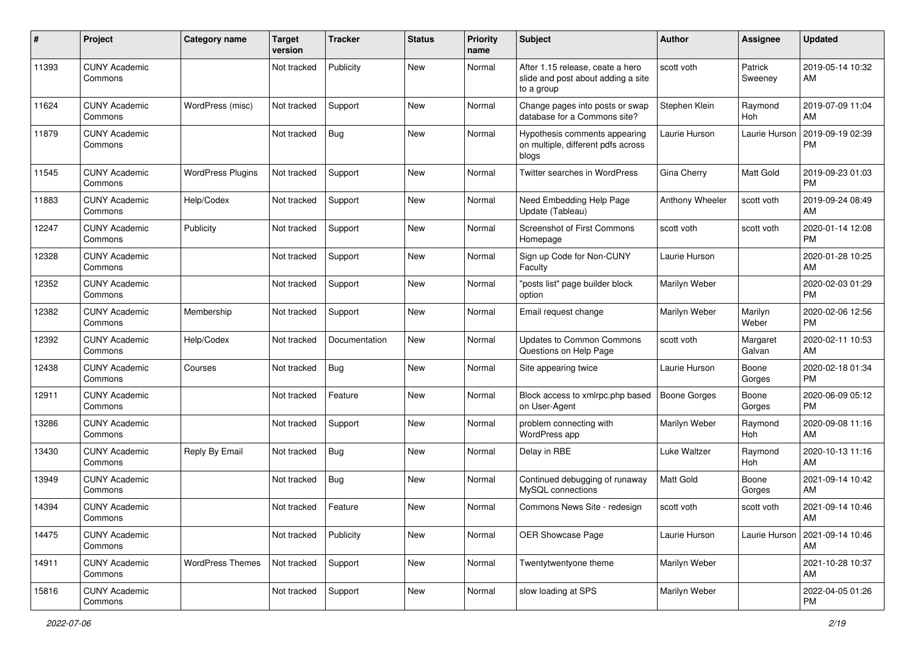| # | Project | Category name | Target version | Tracker | Status | Priority name | Subject | Author | Assignee | Updated |
|---|---|---|---|---|---|---|---|---|---|---|
| 11393 | CUNY Academic Commons | | Not tracked | Publicity | New | Normal | After 1.15 release, ceate a hero slide and post about adding a site to a group | scott voth | Patrick Sweeney | 2019-05-14 10:32 AM |
| 11624 | CUNY Academic Commons | WordPress (misc) | Not tracked | Support | New | Normal | Change pages into posts or swap database for a Commons site? | Stephen Klein | Raymond Hoh | 2019-07-09 11:04 AM |
| 11879 | CUNY Academic Commons | | Not tracked | Bug | New | Normal | Hypothesis comments appearing on multiple, different pdfs across blogs | Laurie Hurson | Laurie Hurson | 2019-09-19 02:39 PM |
| 11545 | CUNY Academic Commons | WordPress Plugins | Not tracked | Support | New | Normal | Twitter searches in WordPress | Gina Cherry | Matt Gold | 2019-09-23 01:03 PM |
| 11883 | CUNY Academic Commons | Help/Codex | Not tracked | Support | New | Normal | Need Embedding Help Page Update (Tableau) | Anthony Wheeler | scott voth | 2019-09-24 08:49 AM |
| 12247 | CUNY Academic Commons | Publicity | Not tracked | Support | New | Normal | Screenshot of First Commons Homepage | scott voth | scott voth | 2020-01-14 12:08 PM |
| 12328 | CUNY Academic Commons | | Not tracked | Support | New | Normal | Sign up Code for Non-CUNY Faculty | Laurie Hurson | | 2020-01-28 10:25 AM |
| 12352 | CUNY Academic Commons | | Not tracked | Support | New | Normal | "posts list" page builder block option | Marilyn Weber | | 2020-02-03 01:29 PM |
| 12382 | CUNY Academic Commons | Membership | Not tracked | Support | New | Normal | Email request change | Marilyn Weber | Marilyn Weber | 2020-02-06 12:56 PM |
| 12392 | CUNY Academic Commons | Help/Codex | Not tracked | Documentation | New | Normal | Updates to Common Commons Questions on Help Page | scott voth | Margaret Galvan | 2020-02-11 10:53 AM |
| 12438 | CUNY Academic Commons | Courses | Not tracked | Bug | New | Normal | Site appearing twice | Laurie Hurson | Boone Gorges | 2020-02-18 01:34 PM |
| 12911 | CUNY Academic Commons | | Not tracked | Feature | New | Normal | Block access to xmlrpc.php based on User-Agent | Boone Gorges | Boone Gorges | 2020-06-09 05:12 PM |
| 13286 | CUNY Academic Commons | | Not tracked | Support | New | Normal | problem connecting with WordPress app | Marilyn Weber | Raymond Hoh | 2020-09-08 11:16 AM |
| 13430 | CUNY Academic Commons | Reply By Email | Not tracked | Bug | New | Normal | Delay in RBE | Luke Waltzer | Raymond Hoh | 2020-10-13 11:16 AM |
| 13949 | CUNY Academic Commons | | Not tracked | Bug | New | Normal | Continued debugging of runaway MySQL connections | Matt Gold | Boone Gorges | 2021-09-14 10:42 AM |
| 14394 | CUNY Academic Commons | | Not tracked | Feature | New | Normal | Commons News Site - redesign | scott voth | scott voth | 2021-09-14 10:46 AM |
| 14475 | CUNY Academic Commons | | Not tracked | Publicity | New | Normal | OER Showcase Page | Laurie Hurson | Laurie Hurson | 2021-09-14 10:46 AM |
| 14911 | CUNY Academic Commons | WordPress Themes | Not tracked | Support | New | Normal | Twentytwentyone theme | Marilyn Weber | | 2021-10-28 10:37 AM |
| 15816 | CUNY Academic Commons | | Not tracked | Support | New | Normal | slow loading at SPS | Marilyn Weber | | 2022-04-05 01:26 PM |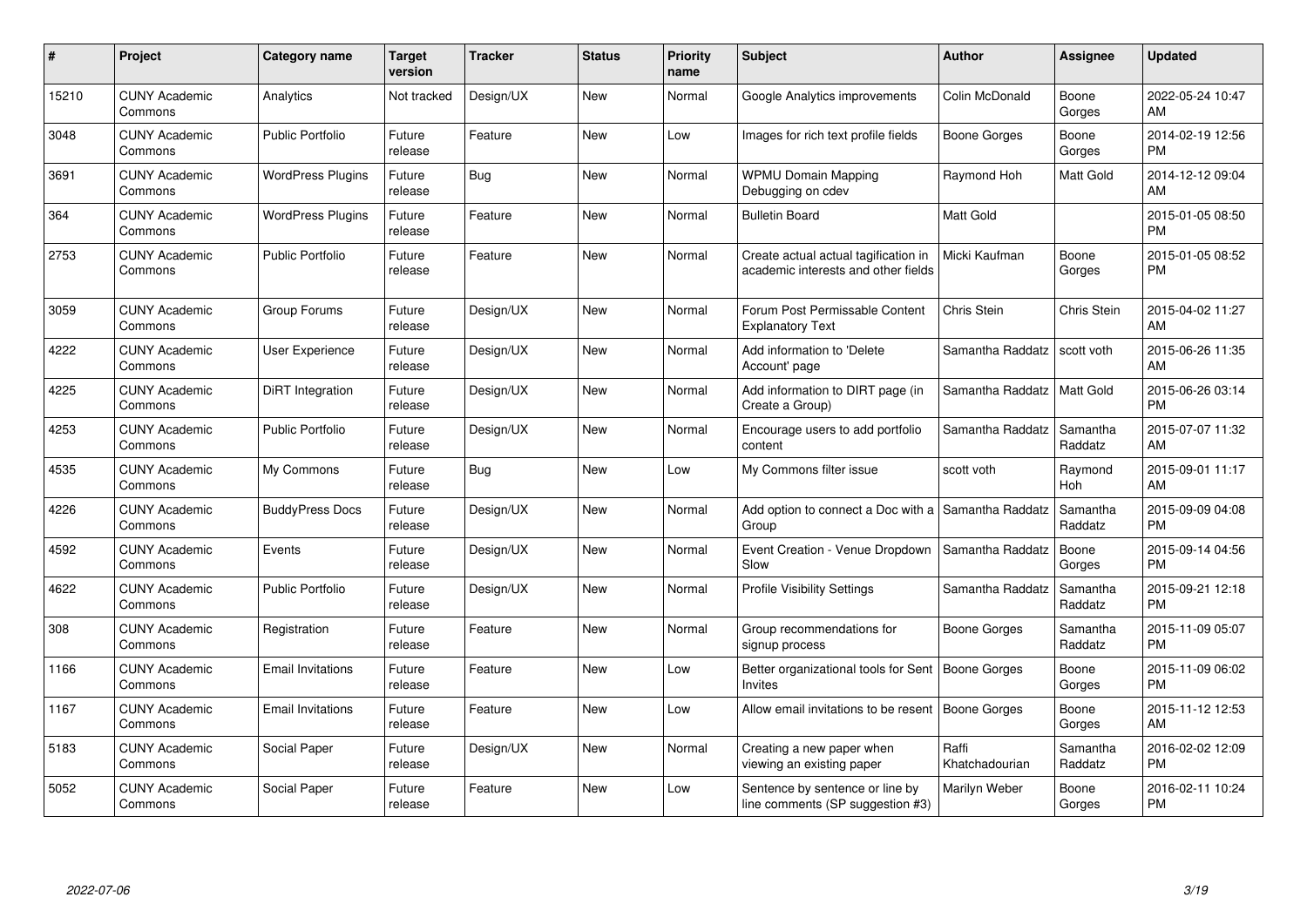| # | Project | Category name | Target version | Tracker | Status | Priority name | Subject | Author | Assignee | Updated |
|---|---|---|---|---|---|---|---|---|---|---|
| 15210 | CUNY Academic Commons | Analytics | Not tracked | Design/UX | New | Normal | Google Analytics improvements | Colin McDonald | Boone Gorges | 2022-05-24 10:47 AM |
| 3048 | CUNY Academic Commons | Public Portfolio | Future release | Feature | New | Low | Images for rich text profile fields | Boone Gorges | Boone Gorges | 2014-02-19 12:56 PM |
| 3691 | CUNY Academic Commons | WordPress Plugins | Future release | Bug | New | Normal | WPMU Domain Mapping Debugging on cdev | Raymond Hoh | Matt Gold | 2014-12-12 09:04 AM |
| 364 | CUNY Academic Commons | WordPress Plugins | Future release | Feature | New | Normal | Bulletin Board | Matt Gold | | 2015-01-05 08:50 PM |
| 2753 | CUNY Academic Commons | Public Portfolio | Future release | Feature | New | Normal | Create actual actual tagification in academic interests and other fields | Micki Kaufman | Boone Gorges | 2015-01-05 08:52 PM |
| 3059 | CUNY Academic Commons | Group Forums | Future release | Design/UX | New | Normal | Forum Post Permissable Content Explanatory Text | Chris Stein | Chris Stein | 2015-04-02 11:27 AM |
| 4222 | CUNY Academic Commons | User Experience | Future release | Design/UX | New | Normal | Add information to 'Delete Account' page | Samantha Raddatz | scott voth | 2015-06-26 11:35 AM |
| 4225 | CUNY Academic Commons | DiRT Integration | Future release | Design/UX | New | Normal | Add information to DIRT page (in Create a Group) | Samantha Raddatz | Matt Gold | 2015-06-26 03:14 PM |
| 4253 | CUNY Academic Commons | Public Portfolio | Future release | Design/UX | New | Normal | Encourage users to add portfolio content | Samantha Raddatz | Samantha Raddatz | 2015-07-07 11:32 AM |
| 4535 | CUNY Academic Commons | My Commons | Future release | Bug | New | Low | My Commons filter issue | scott voth | Raymond Hoh | 2015-09-01 11:17 AM |
| 4226 | CUNY Academic Commons | BuddyPress Docs | Future release | Design/UX | New | Normal | Add option to connect a Doc with a Group | Samantha Raddatz | Samantha Raddatz | 2015-09-09 04:08 PM |
| 4592 | CUNY Academic Commons | Events | Future release | Design/UX | New | Normal | Event Creation - Venue Dropdown Slow | Samantha Raddatz | Boone Gorges | 2015-09-14 04:56 PM |
| 4622 | CUNY Academic Commons | Public Portfolio | Future release | Design/UX | New | Normal | Profile Visibility Settings | Samantha Raddatz | Samantha Raddatz | 2015-09-21 12:18 PM |
| 308 | CUNY Academic Commons | Registration | Future release | Feature | New | Normal | Group recommendations for signup process | Boone Gorges | Samantha Raddatz | 2015-11-09 05:07 PM |
| 1166 | CUNY Academic Commons | Email Invitations | Future release | Feature | New | Low | Better organizational tools for Sent Invites | Boone Gorges | Boone Gorges | 2015-11-09 06:02 PM |
| 1167 | CUNY Academic Commons | Email Invitations | Future release | Feature | New | Low | Allow email invitations to be resent | Boone Gorges | Boone Gorges | 2015-11-12 12:53 AM |
| 5183 | CUNY Academic Commons | Social Paper | Future release | Design/UX | New | Normal | Creating a new paper when viewing an existing paper | Raffi Khatchadourian | Samantha Raddatz | 2016-02-02 12:09 PM |
| 5052 | CUNY Academic Commons | Social Paper | Future release | Feature | New | Low | Sentence by sentence or line by line comments (SP suggestion #3) | Marilyn Weber | Boone Gorges | 2016-02-11 10:24 PM |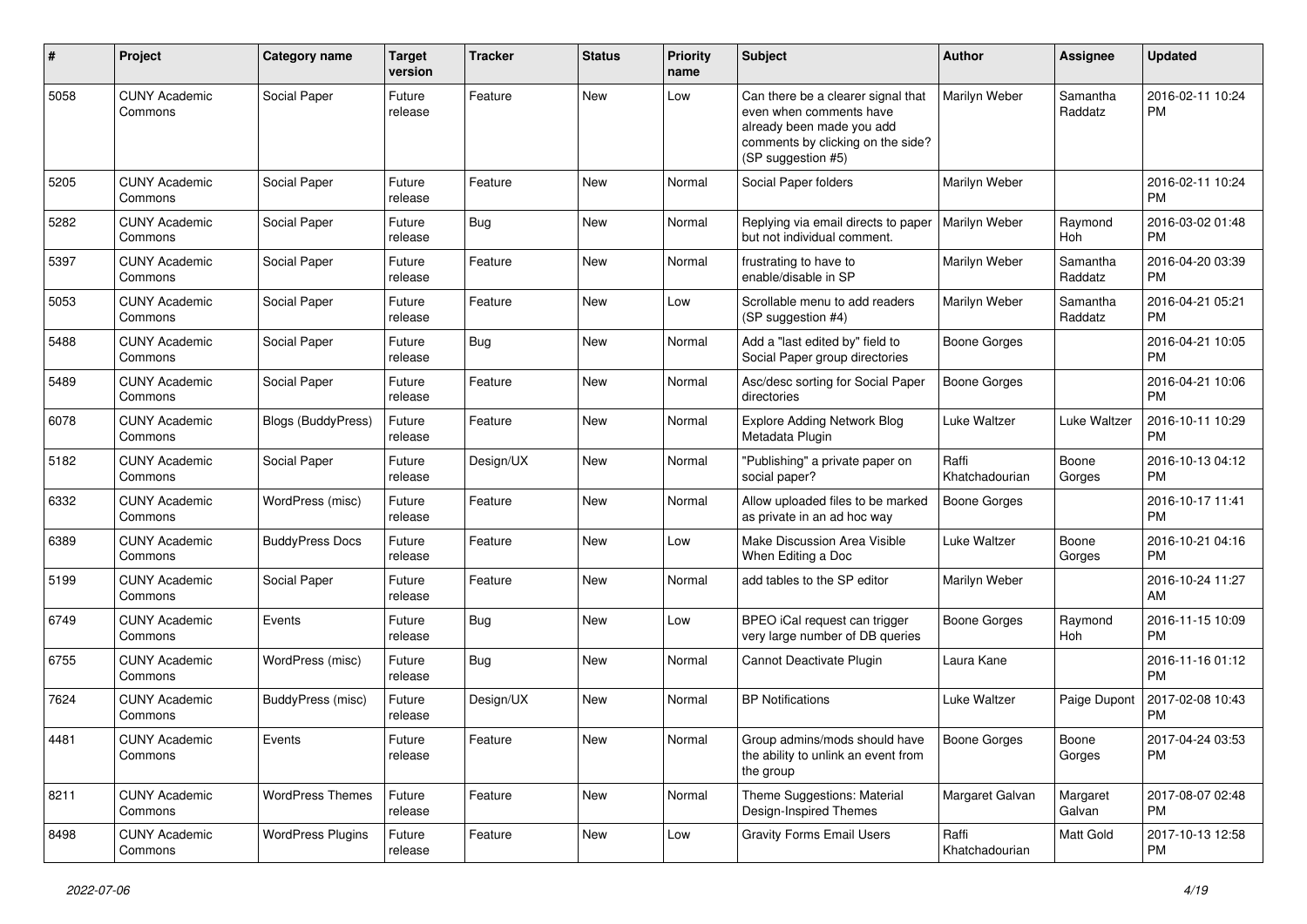| # | Project | Category name | Target version | Tracker | Status | Priority name | Subject | Author | Assignee | Updated |
|---|---|---|---|---|---|---|---|---|---|---|
| 5058 | CUNY Academic Commons | Social Paper | Future release | Feature | New | Low | Can there be a clearer signal that even when comments have already been made you add comments by clicking on the side? (SP suggestion #5) | Marilyn Weber | Samantha Raddatz | 2016-02-11 10:24 PM |
| 5205 | CUNY Academic Commons | Social Paper | Future release | Feature | New | Normal | Social Paper folders | Marilyn Weber | | 2016-02-11 10:24 PM |
| 5282 | CUNY Academic Commons | Social Paper | Future release | Bug | New | Normal | Replying via email directs to paper but not individual comment. | Marilyn Weber | Raymond Hoh | 2016-03-02 01:48 PM |
| 5397 | CUNY Academic Commons | Social Paper | Future release | Feature | New | Normal | frustrating to have to enable/disable in SP | Marilyn Weber | Samantha Raddatz | 2016-04-20 03:39 PM |
| 5053 | CUNY Academic Commons | Social Paper | Future release | Feature | New | Low | Scrollable menu to add readers (SP suggestion #4) | Marilyn Weber | Samantha Raddatz | 2016-04-21 05:21 PM |
| 5488 | CUNY Academic Commons | Social Paper | Future release | Bug | New | Normal | Add a "last edited by" field to Social Paper group directories | Boone Gorges | | 2016-04-21 10:05 PM |
| 5489 | CUNY Academic Commons | Social Paper | Future release | Feature | New | Normal | Asc/desc sorting for Social Paper directories | Boone Gorges | | 2016-04-21 10:06 PM |
| 6078 | CUNY Academic Commons | Blogs (BuddyPress) | Future release | Feature | New | Normal | Explore Adding Network Blog Metadata Plugin | Luke Waltzer | Luke Waltzer | 2016-10-11 10:29 PM |
| 5182 | CUNY Academic Commons | Social Paper | Future release | Design/UX | New | Normal | "Publishing" a private paper on social paper? | Raffi Khatchadourian | Boone Gorges | 2016-10-13 04:12 PM |
| 6332 | CUNY Academic Commons | WordPress (misc) | Future release | Feature | New | Normal | Allow uploaded files to be marked as private in an ad hoc way | Boone Gorges | | 2016-10-17 11:41 PM |
| 6389 | CUNY Academic Commons | BuddyPress Docs | Future release | Feature | New | Low | Make Discussion Area Visible When Editing a Doc | Luke Waltzer | Boone Gorges | 2016-10-21 04:16 PM |
| 5199 | CUNY Academic Commons | Social Paper | Future release | Feature | New | Normal | add tables to the SP editor | Marilyn Weber | | 2016-10-24 11:27 AM |
| 6749 | CUNY Academic Commons | Events | Future release | Bug | New | Low | BPEO iCal request can trigger very large number of DB queries | Boone Gorges | Raymond Hoh | 2016-11-15 10:09 PM |
| 6755 | CUNY Academic Commons | WordPress (misc) | Future release | Bug | New | Normal | Cannot Deactivate Plugin | Laura Kane | | 2016-11-16 01:12 PM |
| 7624 | CUNY Academic Commons | BuddyPress (misc) | Future release | Design/UX | New | Normal | BP Notifications | Luke Waltzer | Paige Dupont | 2017-02-08 10:43 PM |
| 4481 | CUNY Academic Commons | Events | Future release | Feature | New | Normal | Group admins/mods should have the ability to unlink an event from the group | Boone Gorges | Boone Gorges | 2017-04-24 03:53 PM |
| 8211 | CUNY Academic Commons | WordPress Themes | Future release | Feature | New | Normal | Theme Suggestions: Material Design-Inspired Themes | Margaret Galvan | Margaret Galvan | 2017-08-07 02:48 PM |
| 8498 | CUNY Academic Commons | WordPress Plugins | Future release | Feature | New | Low | Gravity Forms Email Users | Raffi Khatchadourian | Matt Gold | 2017-10-13 12:58 PM |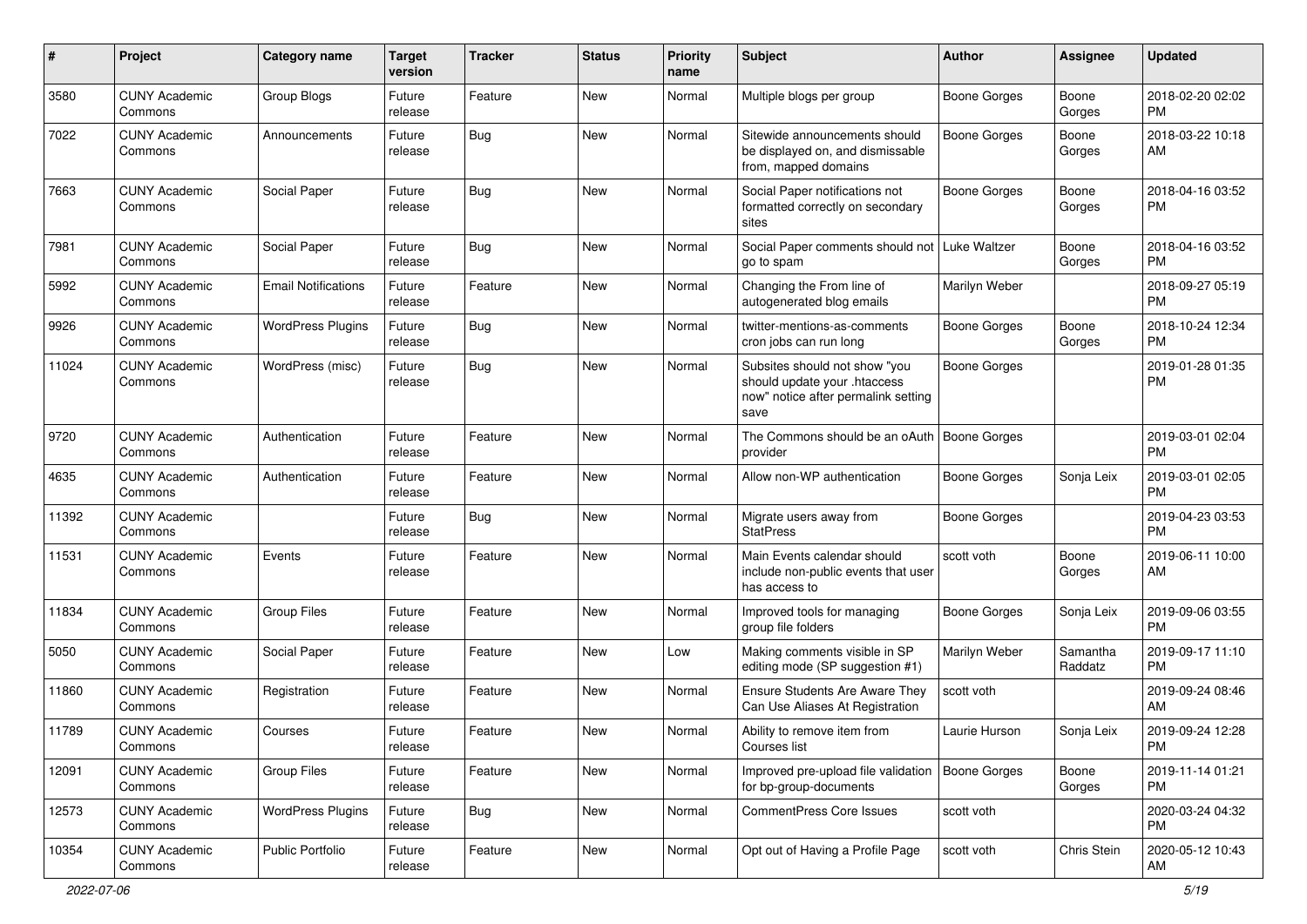| # | Project | Category name | Target version | Tracker | Status | Priority name | Subject | Author | Assignee | Updated |
|---|---|---|---|---|---|---|---|---|---|---|
| 3580 | CUNY Academic Commons | Group Blogs | Future release | Feature | New | Normal | Multiple blogs per group | Boone Gorges | Boone Gorges | 2018-02-20 02:02 PM |
| 7022 | CUNY Academic Commons | Announcements | Future release | Bug | New | Normal | Sitewide announcements should be displayed on, and dismissable from, mapped domains | Boone Gorges | Boone Gorges | 2018-03-22 10:18 AM |
| 7663 | CUNY Academic Commons | Social Paper | Future release | Bug | New | Normal | Social Paper notifications not formatted correctly on secondary sites | Boone Gorges | Boone Gorges | 2018-04-16 03:52 PM |
| 7981 | CUNY Academic Commons | Social Paper | Future release | Bug | New | Normal | Social Paper comments should not go to spam | Luke Waltzer | Boone Gorges | 2018-04-16 03:52 PM |
| 5992 | CUNY Academic Commons | Email Notifications | Future release | Feature | New | Normal | Changing the From line of autogenerated blog emails | Marilyn Weber | | 2018-09-27 05:19 PM |
| 9926 | CUNY Academic Commons | WordPress Plugins | Future release | Bug | New | Normal | twitter-mentions-as-comments cron jobs can run long | Boone Gorges | Boone Gorges | 2018-10-24 12:34 PM |
| 11024 | CUNY Academic Commons | WordPress (misc) | Future release | Bug | New | Normal | Subsites should not show "you should update your .htaccess now" notice after permalink setting save | Boone Gorges | | 2019-01-28 01:35 PM |
| 9720 | CUNY Academic Commons | Authentication | Future release | Feature | New | Normal | The Commons should be an oAuth provider | Boone Gorges | | 2019-03-01 02:04 PM |
| 4635 | CUNY Academic Commons | Authentication | Future release | Feature | New | Normal | Allow non-WP authentication | Boone Gorges | Sonja Leix | 2019-03-01 02:05 PM |
| 11392 | CUNY Academic Commons | | Future release | Bug | New | Normal | Migrate users away from StatPress | Boone Gorges | | 2019-04-23 03:53 PM |
| 11531 | CUNY Academic Commons | Events | Future release | Feature | New | Normal | Main Events calendar should include non-public events that user has access to | scott voth | Boone Gorges | 2019-06-11 10:00 AM |
| 11834 | CUNY Academic Commons | Group Files | Future release | Feature | New | Normal | Improved tools for managing group file folders | Boone Gorges | Sonja Leix | 2019-09-06 03:55 PM |
| 5050 | CUNY Academic Commons | Social Paper | Future release | Feature | New | Low | Making comments visible in SP editing mode (SP suggestion #1) | Marilyn Weber | Samantha Raddatz | 2019-09-17 11:10 PM |
| 11860 | CUNY Academic Commons | Registration | Future release | Feature | New | Normal | Ensure Students Are Aware They Can Use Aliases At Registration | scott voth | | 2019-09-24 08:46 AM |
| 11789 | CUNY Academic Commons | Courses | Future release | Feature | New | Normal | Ability to remove item from Courses list | Laurie Hurson | Sonja Leix | 2019-09-24 12:28 PM |
| 12091 | CUNY Academic Commons | Group Files | Future release | Feature | New | Normal | Improved pre-upload file validation for bp-group-documents | Boone Gorges | Boone Gorges | 2019-11-14 01:21 PM |
| 12573 | CUNY Academic Commons | WordPress Plugins | Future release | Bug | New | Normal | CommentPress Core Issues | scott voth | | 2020-03-24 04:32 PM |
| 10354 | CUNY Academic Commons | Public Portfolio | Future release | Feature | New | Normal | Opt out of Having a Profile Page | scott voth | Chris Stein | 2020-05-12 10:43 AM |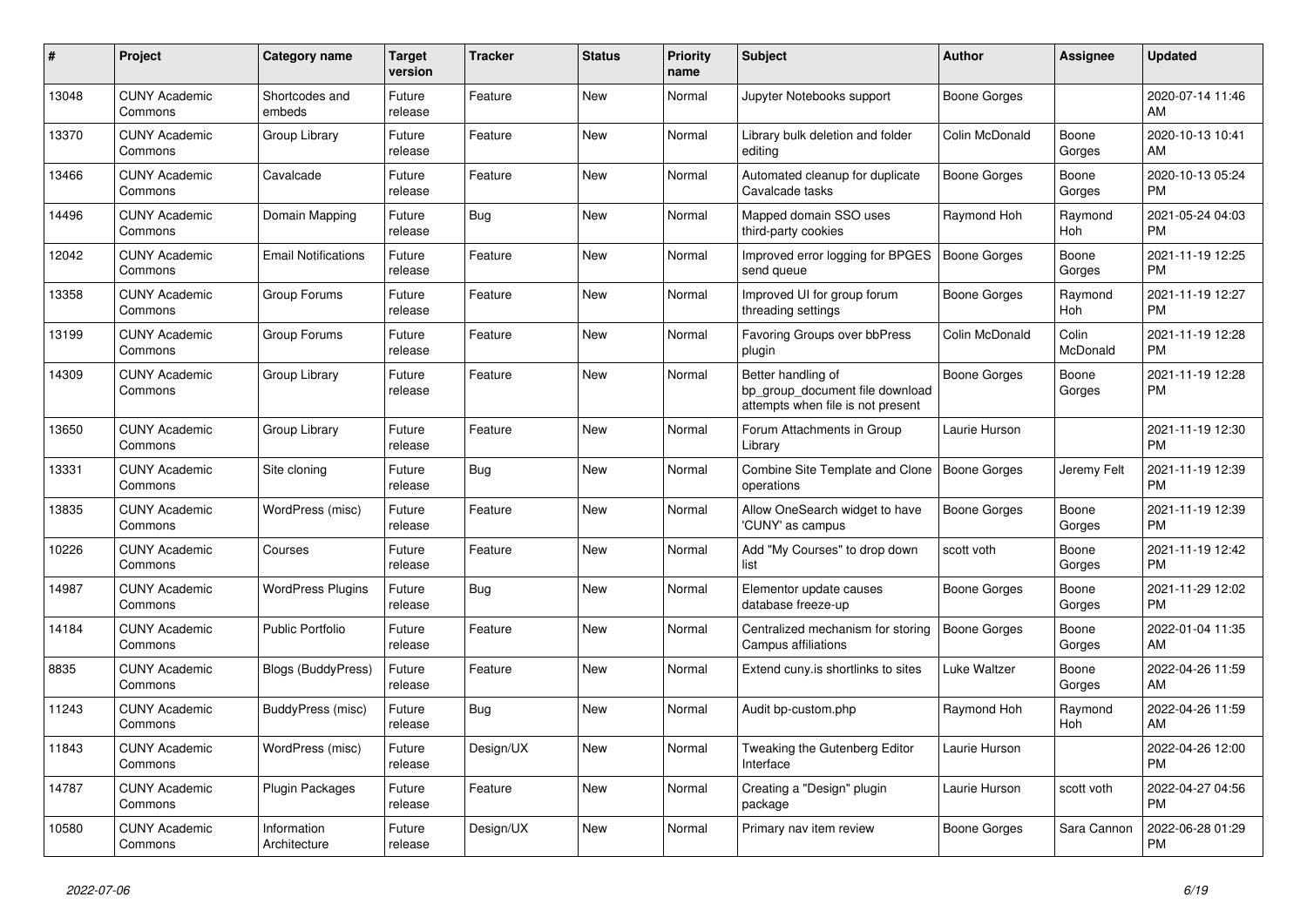| # | Project | Category name | Target version | Tracker | Status | Priority name | Subject | Author | Assignee | Updated |
|---|---|---|---|---|---|---|---|---|---|---|
| 13048 | CUNY Academic Commons | Shortcodes and embeds | Future release | Feature | New | Normal | Jupyter Notebooks support | Boone Gorges | | 2020-07-14 11:46 AM |
| 13370 | CUNY Academic Commons | Group Library | Future release | Feature | New | Normal | Library bulk deletion and folder editing | Colin McDonald | Boone Gorges | 2020-10-13 10:41 AM |
| 13466 | CUNY Academic Commons | Cavalcade | Future release | Feature | New | Normal | Automated cleanup for duplicate Cavalcade tasks | Boone Gorges | Boone Gorges | 2020-10-13 05:24 PM |
| 14496 | CUNY Academic Commons | Domain Mapping | Future release | Bug | New | Normal | Mapped domain SSO uses third-party cookies | Raymond Hoh | Raymond Hoh | 2021-05-24 04:03 PM |
| 12042 | CUNY Academic Commons | Email Notifications | Future release | Feature | New | Normal | Improved error logging for BPGES send queue | Boone Gorges | Boone Gorges | 2021-11-19 12:25 PM |
| 13358 | CUNY Academic Commons | Group Forums | Future release | Feature | New | Normal | Improved UI for group forum threading settings | Boone Gorges | Raymond Hoh | 2021-11-19 12:27 PM |
| 13199 | CUNY Academic Commons | Group Forums | Future release | Feature | New | Normal | Favoring Groups over bbPress plugin | Colin McDonald | Colin McDonald | 2021-11-19 12:28 PM |
| 14309 | CUNY Academic Commons | Group Library | Future release | Feature | New | Normal | Better handling of bp_group_document file download attempts when file is not present | Boone Gorges | Boone Gorges | 2021-11-19 12:28 PM |
| 13650 | CUNY Academic Commons | Group Library | Future release | Feature | New | Normal | Forum Attachments in Group Library | Laurie Hurson | | 2021-11-19 12:30 PM |
| 13331 | CUNY Academic Commons | Site cloning | Future release | Bug | New | Normal | Combine Site Template and Clone operations | Boone Gorges | Jeremy Felt | 2021-11-19 12:39 PM |
| 13835 | CUNY Academic Commons | WordPress (misc) | Future release | Feature | New | Normal | Allow OneSearch widget to have 'CUNY' as campus | Boone Gorges | Boone Gorges | 2021-11-19 12:39 PM |
| 10226 | CUNY Academic Commons | Courses | Future release | Feature | New | Normal | Add "My Courses" to drop down list | scott voth | Boone Gorges | 2021-11-19 12:42 PM |
| 14987 | CUNY Academic Commons | WordPress Plugins | Future release | Bug | New | Normal | Elementor update causes database freeze-up | Boone Gorges | Boone Gorges | 2021-11-29 12:02 PM |
| 14184 | CUNY Academic Commons | Public Portfolio | Future release | Feature | New | Normal | Centralized mechanism for storing Campus affiliations | Boone Gorges | Boone Gorges | 2022-01-04 11:35 AM |
| 8835 | CUNY Academic Commons | Blogs (BuddyPress) | Future release | Feature | New | Normal | Extend cuny.is shortlinks to sites | Luke Waltzer | Boone Gorges | 2022-04-26 11:59 AM |
| 11243 | CUNY Academic Commons | BuddyPress (misc) | Future release | Bug | New | Normal | Audit bp-custom.php | Raymond Hoh | Raymond Hoh | 2022-04-26 11:59 AM |
| 11843 | CUNY Academic Commons | WordPress (misc) | Future release | Design/UX | New | Normal | Tweaking the Gutenberg Editor Interface | Laurie Hurson | | 2022-04-26 12:00 PM |
| 14787 | CUNY Academic Commons | Plugin Packages | Future release | Feature | New | Normal | Creating a "Design" plugin package | Laurie Hurson | scott voth | 2022-04-27 04:56 PM |
| 10580 | CUNY Academic Commons | Information Architecture | Future release | Design/UX | New | Normal | Primary nav item review | Boone Gorges | Sara Cannon | 2022-06-28 01:29 PM |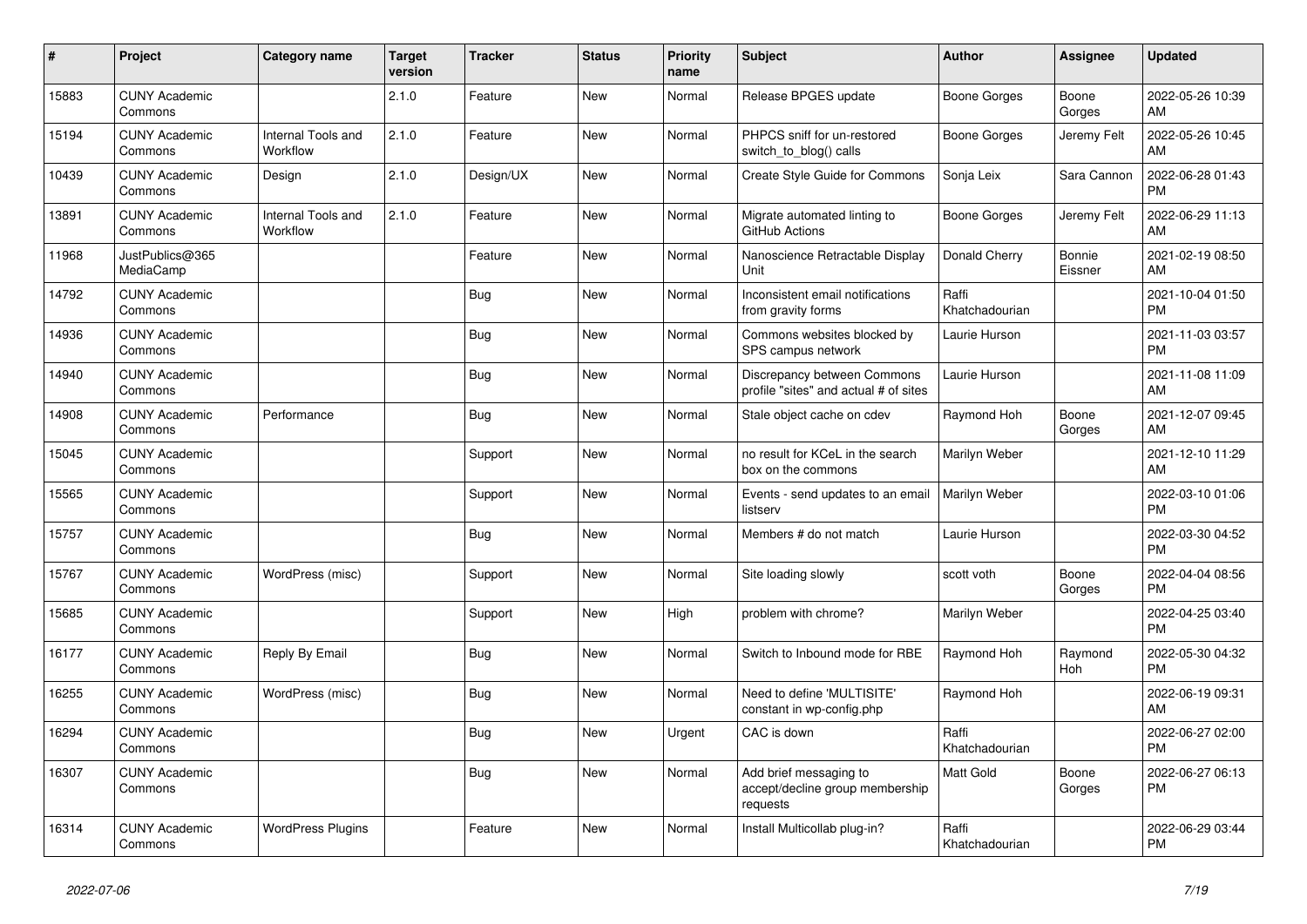| # | Project | Category name | Target version | Tracker | Status | Priority name | Subject | Author | Assignee | Updated |
|---|---|---|---|---|---|---|---|---|---|---|
| 15883 | CUNY Academic Commons | | 2.1.0 | Feature | New | Normal | Release BPGES update | Boone Gorges | Boone Gorges | 2022-05-26 10:39 AM |
| 15194 | CUNY Academic Commons | Internal Tools and Workflow | 2.1.0 | Feature | New | Normal | PHPCS sniff for un-restored switch_to_blog() calls | Boone Gorges | Jeremy Felt | 2022-05-26 10:45 AM |
| 10439 | CUNY Academic Commons | Design | 2.1.0 | Design/UX | New | Normal | Create Style Guide for Commons | Sonja Leix | Sara Cannon | 2022-06-28 01:43 PM |
| 13891 | CUNY Academic Commons | Internal Tools and Workflow | 2.1.0 | Feature | New | Normal | Migrate automated linting to GitHub Actions | Boone Gorges | Jeremy Felt | 2022-06-29 11:13 AM |
| 11968 | JustPublics@365 MediaCamp | | | Feature | New | Normal | Nanoscience Retractable Display Unit | Donald Cherry | Bonnie Eissner | 2021-02-19 08:50 AM |
| 14792 | CUNY Academic Commons | | | Bug | New | Normal | Inconsistent email notifications from gravity forms | Raffi Khatchadourian | | 2021-10-04 01:50 PM |
| 14936 | CUNY Academic Commons | | | Bug | New | Normal | Commons websites blocked by SPS campus network | Laurie Hurson | | 2021-11-03 03:57 PM |
| 14940 | CUNY Academic Commons | | | Bug | New | Normal | Discrepancy between Commons profile "sites" and actual # of sites | Laurie Hurson | | 2021-11-08 11:09 AM |
| 14908 | CUNY Academic Commons | Performance | | Bug | New | Normal | Stale object cache on cdev | Raymond Hoh | Boone Gorges | 2021-12-07 09:45 AM |
| 15045 | CUNY Academic Commons | | | Support | New | Normal | no result for KCeL in the search box on the commons | Marilyn Weber | | 2021-12-10 11:29 AM |
| 15565 | CUNY Academic Commons | | | Support | New | Normal | Events - send updates to an email listserv | Marilyn Weber | | 2022-03-10 01:06 PM |
| 15757 | CUNY Academic Commons | | | Bug | New | Normal | Members # do not match | Laurie Hurson | | 2022-03-30 04:52 PM |
| 15767 | CUNY Academic Commons | WordPress (misc) | | Support | New | Normal | Site loading slowly | scott voth | Boone Gorges | 2022-04-04 08:56 PM |
| 15685 | CUNY Academic Commons | | | Support | New | High | problem with chrome? | Marilyn Weber | | 2022-04-25 03:40 PM |
| 16177 | CUNY Academic Commons | Reply By Email | | Bug | New | Normal | Switch to Inbound mode for RBE | Raymond Hoh | Raymond Hoh | 2022-05-30 04:32 PM |
| 16255 | CUNY Academic Commons | WordPress (misc) | | Bug | New | Normal | Need to define 'MULTISITE' constant in wp-config.php | Raymond Hoh | | 2022-06-19 09:31 AM |
| 16294 | CUNY Academic Commons | | | Bug | New | Urgent | CAC is down | Raffi Khatchadourian | | 2022-06-27 02:00 PM |
| 16307 | CUNY Academic Commons | | | Bug | New | Normal | Add brief messaging to accept/decline group membership requests | Matt Gold | Boone Gorges | 2022-06-27 06:13 PM |
| 16314 | CUNY Academic Commons | WordPress Plugins | | Feature | New | Normal | Install Multicollab plug-in? | Raffi Khatchadourian | | 2022-06-29 03:44 PM |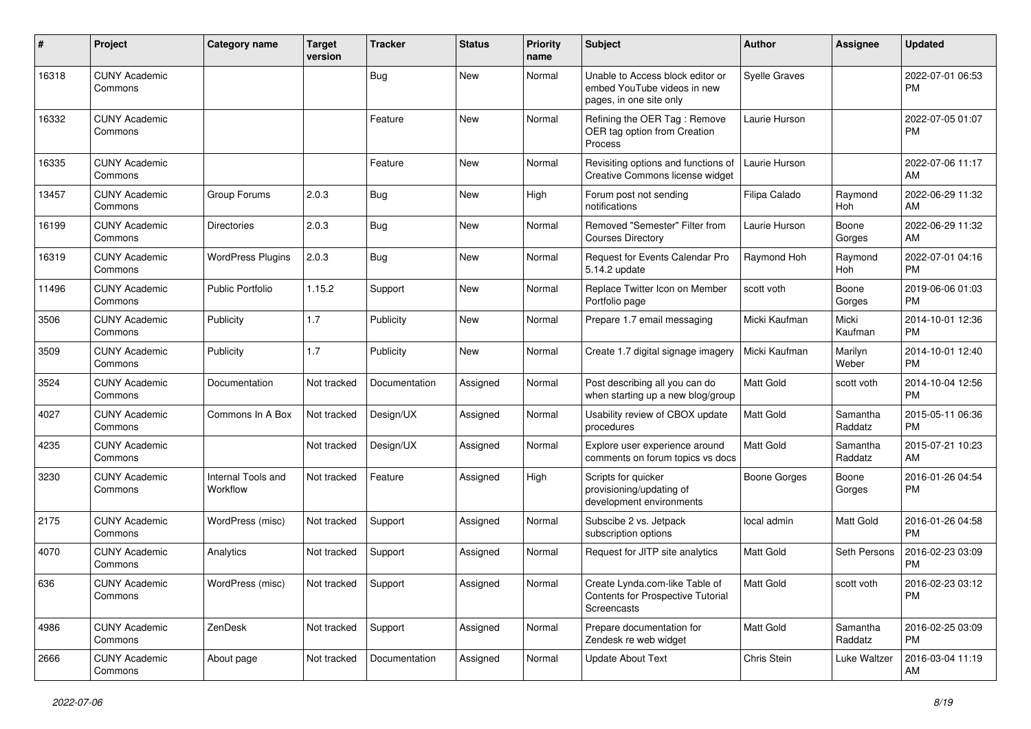| # | Project | Category name | Target version | Tracker | Status | Priority name | Subject | Author | Assignee | Updated |
|---|---|---|---|---|---|---|---|---|---|---|
| 16318 | CUNY Academic Commons | | | Bug | New | Normal | Unable to Access block editor or embed YouTube videos in new pages, in one site only | Syelle Graves | | 2022-07-01 06:53 PM |
| 16332 | CUNY Academic Commons | | | Feature | New | Normal | Refining the OER Tag : Remove OER tag option from Creation Process | Laurie Hurson | | 2022-07-05 01:07 PM |
| 16335 | CUNY Academic Commons | | | Feature | New | Normal | Revisiting options and functions of Creative Commons license widget | Laurie Hurson | | 2022-07-06 11:17 AM |
| 13457 | CUNY Academic Commons | Group Forums | 2.0.3 | Bug | New | High | Forum post not sending notifications | Filipa Calado | Raymond Hoh | 2022-06-29 11:32 AM |
| 16199 | CUNY Academic Commons | Directories | 2.0.3 | Bug | New | Normal | Removed "Semester" Filter from Courses Directory | Laurie Hurson | Boone Gorges | 2022-06-29 11:32 AM |
| 16319 | CUNY Academic Commons | WordPress Plugins | 2.0.3 | Bug | New | Normal | Request for Events Calendar Pro 5.14.2 update | Raymond Hoh | Raymond Hoh | 2022-07-01 04:16 PM |
| 11496 | CUNY Academic Commons | Public Portfolio | 1.15.2 | Support | New | Normal | Replace Twitter Icon on Member Portfolio page | scott voth | Boone Gorges | 2019-06-06 01:03 PM |
| 3506 | CUNY Academic Commons | Publicity | 1.7 | Publicity | New | Normal | Prepare 1.7 email messaging | Micki Kaufman | Micki Kaufman | 2014-10-01 12:36 PM |
| 3509 | CUNY Academic Commons | Publicity | 1.7 | Publicity | New | Normal | Create 1.7 digital signage imagery | Micki Kaufman | Marilyn Weber | 2014-10-01 12:40 PM |
| 3524 | CUNY Academic Commons | Documentation | Not tracked | Documentation | Assigned | Normal | Post describing all you can do when starting up a new blog/group | Matt Gold | scott voth | 2014-10-04 12:56 PM |
| 4027 | CUNY Academic Commons | Commons In A Box | Not tracked | Design/UX | Assigned | Normal | Usability review of CBOX update procedures | Matt Gold | Samantha Raddatz | 2015-05-11 06:36 PM |
| 4235 | CUNY Academic Commons | | Not tracked | Design/UX | Assigned | Normal | Explore user experience around comments on forum topics vs docs | Matt Gold | Samantha Raddatz | 2015-07-21 10:23 AM |
| 3230 | CUNY Academic Commons | Internal Tools and Workflow | Not tracked | Feature | Assigned | High | Scripts for quicker provisioning/updating of development environments | Boone Gorges | Boone Gorges | 2016-01-26 04:54 PM |
| 2175 | CUNY Academic Commons | WordPress (misc) | Not tracked | Support | Assigned | Normal | Subscibe 2 vs. Jetpack subscription options | local admin | Matt Gold | 2016-01-26 04:58 PM |
| 4070 | CUNY Academic Commons | Analytics | Not tracked | Support | Assigned | Normal | Request for JITP site analytics | Matt Gold | Seth Persons | 2016-02-23 03:09 PM |
| 636 | CUNY Academic Commons | WordPress (misc) | Not tracked | Support | Assigned | Normal | Create Lynda.com-like Table of Contents for Prospective Tutorial Screencasts | Matt Gold | scott voth | 2016-02-23 03:12 PM |
| 4986 | CUNY Academic Commons | ZenDesk | Not tracked | Support | Assigned | Normal | Prepare documentation for Zendesk re web widget | Matt Gold | Samantha Raddatz | 2016-02-25 03:09 PM |
| 2666 | CUNY Academic Commons | About page | Not tracked | Documentation | Assigned | Normal | Update About Text | Chris Stein | Luke Waltzer | 2016-03-04 11:19 AM |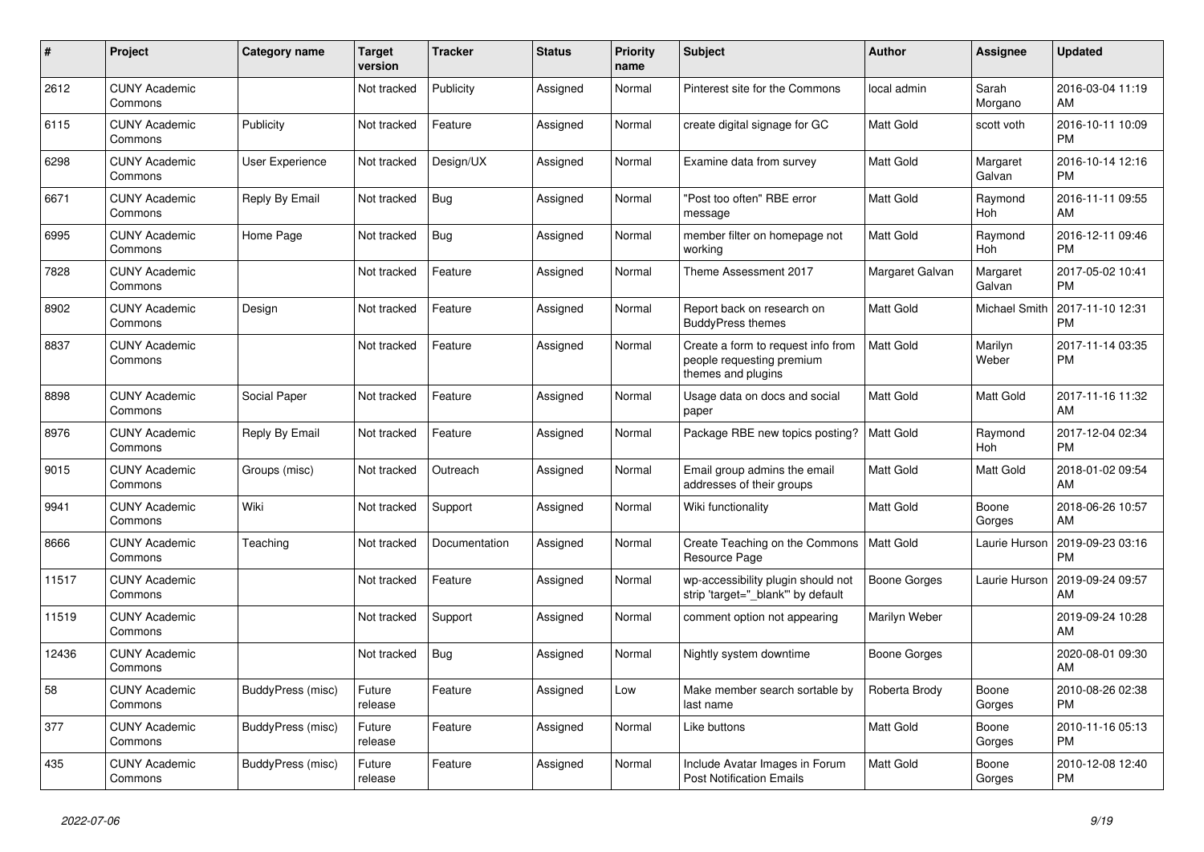| # | Project | Category name | Target version | Tracker | Status | Priority name | Subject | Author | Assignee | Updated |
|---|---|---|---|---|---|---|---|---|---|---|
| 2612 | CUNY Academic Commons | | Not tracked | Publicity | Assigned | Normal | Pinterest site for the Commons | local admin | Sarah Morgano | 2016-03-04 11:19 AM |
| 6115 | CUNY Academic Commons | Publicity | Not tracked | Feature | Assigned | Normal | create digital signage for GC | Matt Gold | scott voth | 2016-10-11 10:09 PM |
| 6298 | CUNY Academic Commons | User Experience | Not tracked | Design/UX | Assigned | Normal | Examine data from survey | Matt Gold | Margaret Galvan | 2016-10-14 12:16 PM |
| 6671 | CUNY Academic Commons | Reply By Email | Not tracked | Bug | Assigned | Normal | "Post too often" RBE error message | Matt Gold | Raymond Hoh | 2016-11-11 09:55 AM |
| 6995 | CUNY Academic Commons | Home Page | Not tracked | Bug | Assigned | Normal | member filter on homepage not working | Matt Gold | Raymond Hoh | 2016-12-11 09:46 PM |
| 7828 | CUNY Academic Commons | | Not tracked | Feature | Assigned | Normal | Theme Assessment 2017 | Margaret Galvan | Margaret Galvan | 2017-05-02 10:41 PM |
| 8902 | CUNY Academic Commons | Design | Not tracked | Feature | Assigned | Normal | Report back on research on BuddyPress themes | Matt Gold | Michael Smith | 2017-11-10 12:31 PM |
| 8837 | CUNY Academic Commons | | Not tracked | Feature | Assigned | Normal | Create a form to request info from people requesting premium themes and plugins | Matt Gold | Marilyn Weber | 2017-11-14 03:35 PM |
| 8898 | CUNY Academic Commons | Social Paper | Not tracked | Feature | Assigned | Normal | Usage data on docs and social paper | Matt Gold | Matt Gold | 2017-11-16 11:32 AM |
| 8976 | CUNY Academic Commons | Reply By Email | Not tracked | Feature | Assigned | Normal | Package RBE new topics posting? | Matt Gold | Raymond Hoh | 2017-12-04 02:34 PM |
| 9015 | CUNY Academic Commons | Groups (misc) | Not tracked | Outreach | Assigned | Normal | Email group admins the email addresses of their groups | Matt Gold | Matt Gold | 2018-01-02 09:54 AM |
| 9941 | CUNY Academic Commons | Wiki | Not tracked | Support | Assigned | Normal | Wiki functionality | Matt Gold | Boone Gorges | 2018-06-26 10:57 AM |
| 8666 | CUNY Academic Commons | Teaching | Not tracked | Documentation | Assigned | Normal | Create Teaching on the Commons Resource Page | Matt Gold | Laurie Hurson | 2019-09-23 03:16 PM |
| 11517 | CUNY Academic Commons | | Not tracked | Feature | Assigned | Normal | wp-accessibility plugin should not strip 'target="_blank"' by default | Boone Gorges | Laurie Hurson | 2019-09-24 09:57 AM |
| 11519 | CUNY Academic Commons | | Not tracked | Support | Assigned | Normal | comment option not appearing | Marilyn Weber | | 2019-09-24 10:28 AM |
| 12436 | CUNY Academic Commons | | Not tracked | Bug | Assigned | Normal | Nightly system downtime | Boone Gorges | | 2020-08-01 09:30 AM |
| 58 | CUNY Academic Commons | BuddyPress (misc) | Future release | Feature | Assigned | Low | Make member search sortable by last name | Roberta Brody | Boone Gorges | 2010-08-26 02:38 PM |
| 377 | CUNY Academic Commons | BuddyPress (misc) | Future release | Feature | Assigned | Normal | Like buttons | Matt Gold | Boone Gorges | 2010-11-16 05:13 PM |
| 435 | CUNY Academic Commons | BuddyPress (misc) | Future release | Feature | Assigned | Normal | Include Avatar Images in Forum Post Notification Emails | Matt Gold | Boone Gorges | 2010-12-08 12:40 PM |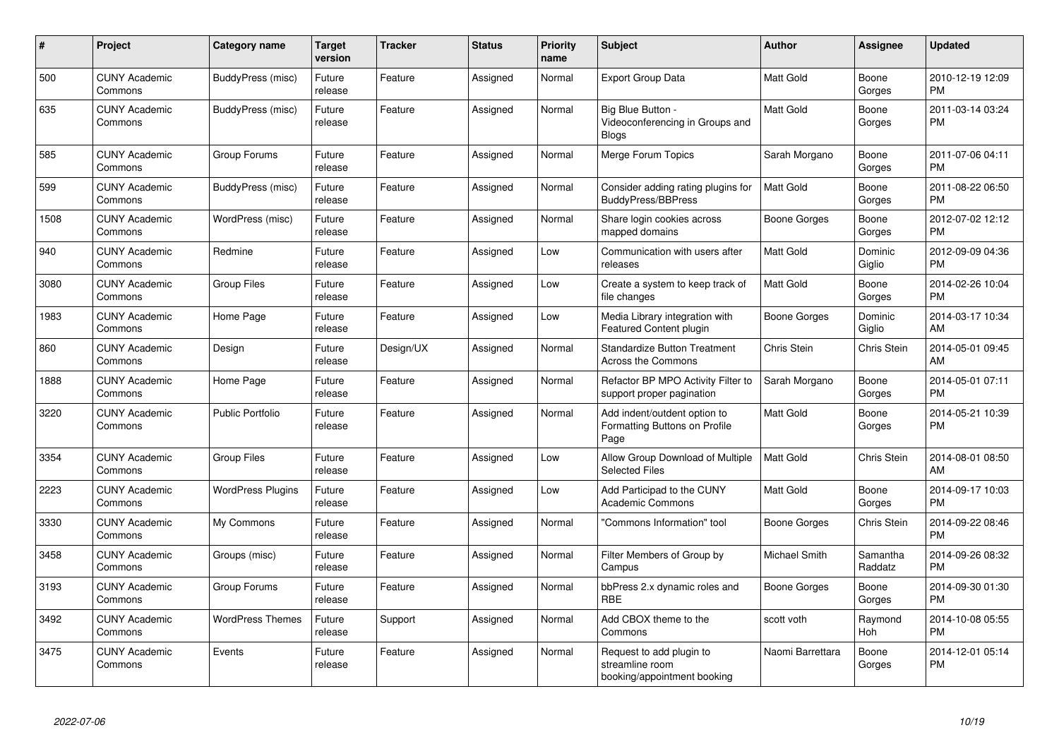| # | Project | Category name | Target version | Tracker | Status | Priority name | Subject | Author | Assignee | Updated |
|---|---|---|---|---|---|---|---|---|---|---|
| 500 | CUNY Academic Commons | BuddyPress (misc) | Future release | Feature | Assigned | Normal | Export Group Data | Matt Gold | Boone Gorges | 2010-12-19 12:09 PM |
| 635 | CUNY Academic Commons | BuddyPress (misc) | Future release | Feature | Assigned | Normal | Big Blue Button - Videoconferencing in Groups and Blogs | Matt Gold | Boone Gorges | 2011-03-14 03:24 PM |
| 585 | CUNY Academic Commons | Group Forums | Future release | Feature | Assigned | Normal | Merge Forum Topics | Sarah Morgano | Boone Gorges | 2011-07-06 04:11 PM |
| 599 | CUNY Academic Commons | BuddyPress (misc) | Future release | Feature | Assigned | Normal | Consider adding rating plugins for BuddyPress/BBPress | Matt Gold | Boone Gorges | 2011-08-22 06:50 PM |
| 1508 | CUNY Academic Commons | WordPress (misc) | Future release | Feature | Assigned | Normal | Share login cookies across mapped domains | Boone Gorges | Boone Gorges | 2012-07-02 12:12 PM |
| 940 | CUNY Academic Commons | Redmine | Future release | Feature | Assigned | Low | Communication with users after releases | Matt Gold | Dominic Giglio | 2012-09-09 04:36 PM |
| 3080 | CUNY Academic Commons | Group Files | Future release | Feature | Assigned | Low | Create a system to keep track of file changes | Matt Gold | Boone Gorges | 2014-02-26 10:04 PM |
| 1983 | CUNY Academic Commons | Home Page | Future release | Feature | Assigned | Low | Media Library integration with Featured Content plugin | Boone Gorges | Dominic Giglio | 2014-03-17 10:34 AM |
| 860 | CUNY Academic Commons | Design | Future release | Design/UX | Assigned | Normal | Standardize Button Treatment Across the Commons | Chris Stein | Chris Stein | 2014-05-01 09:45 AM |
| 1888 | CUNY Academic Commons | Home Page | Future release | Feature | Assigned | Normal | Refactor BP MPO Activity Filter to support proper pagination | Sarah Morgano | Boone Gorges | 2014-05-01 07:11 PM |
| 3220 | CUNY Academic Commons | Public Portfolio | Future release | Feature | Assigned | Normal | Add indent/outdent option to Formatting Buttons on Profile Page | Matt Gold | Boone Gorges | 2014-05-21 10:39 PM |
| 3354 | CUNY Academic Commons | Group Files | Future release | Feature | Assigned | Low | Allow Group Download of Multiple Selected Files | Matt Gold | Chris Stein | 2014-08-01 08:50 AM |
| 2223 | CUNY Academic Commons | WordPress Plugins | Future release | Feature | Assigned | Low | Add Participad to the CUNY Academic Commons | Matt Gold | Boone Gorges | 2014-09-17 10:03 PM |
| 3330 | CUNY Academic Commons | My Commons | Future release | Feature | Assigned | Normal | "Commons Information" tool | Boone Gorges | Chris Stein | 2014-09-22 08:46 PM |
| 3458 | CUNY Academic Commons | Groups (misc) | Future release | Feature | Assigned | Normal | Filter Members of Group by Campus | Michael Smith | Samantha Raddatz | 2014-09-26 08:32 PM |
| 3193 | CUNY Academic Commons | Group Forums | Future release | Feature | Assigned | Normal | bbPress 2.x dynamic roles and RBE | Boone Gorges | Boone Gorges | 2014-09-30 01:30 PM |
| 3492 | CUNY Academic Commons | WordPress Themes | Future release | Support | Assigned | Normal | Add CBOX theme to the Commons | scott voth | Raymond Hoh | 2014-10-08 05:55 PM |
| 3475 | CUNY Academic Commons | Events | Future release | Feature | Assigned | Normal | Request to add plugin to streamline room booking/appointment booking | Naomi Barrettara | Boone Gorges | 2014-12-01 05:14 PM |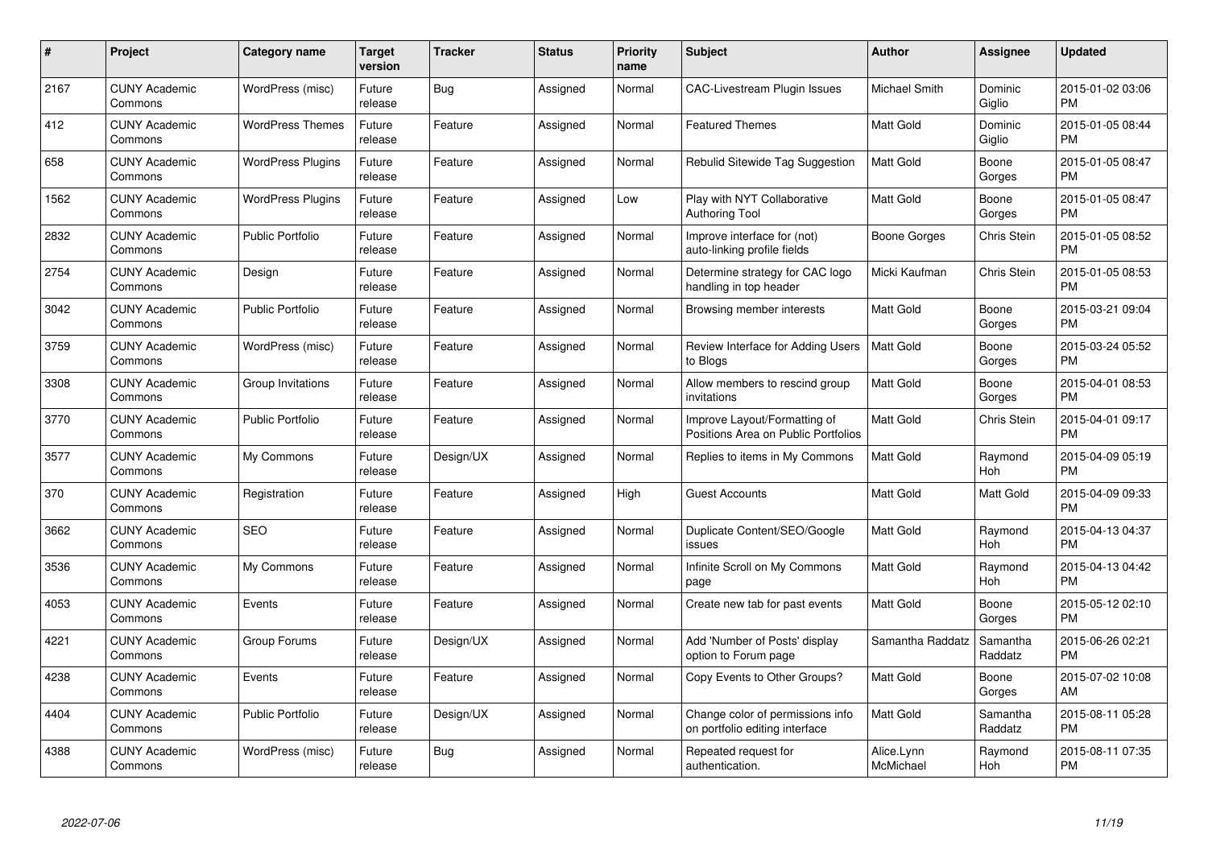| # | Project | Category name | Target version | Tracker | Status | Priority name | Subject | Author | Assignee | Updated |
|---|---|---|---|---|---|---|---|---|---|---|
| 2167 | CUNY Academic Commons | WordPress (misc) | Future release | Bug | Assigned | Normal | CAC-Livestream Plugin Issues | Michael Smith | Dominic Giglio | 2015-01-02 03:06 PM |
| 412 | CUNY Academic Commons | WordPress Themes | Future release | Feature | Assigned | Normal | Featured Themes | Matt Gold | Dominic Giglio | 2015-01-05 08:44 PM |
| 658 | CUNY Academic Commons | WordPress Plugins | Future release | Feature | Assigned | Normal | Rebulid Sitewide Tag Suggestion | Matt Gold | Boone Gorges | 2015-01-05 08:47 PM |
| 1562 | CUNY Academic Commons | WordPress Plugins | Future release | Feature | Assigned | Low | Play with NYT Collaborative Authoring Tool | Matt Gold | Boone Gorges | 2015-01-05 08:47 PM |
| 2832 | CUNY Academic Commons | Public Portfolio | Future release | Feature | Assigned | Normal | Improve interface for (not) auto-linking profile fields | Boone Gorges | Chris Stein | 2015-01-05 08:52 PM |
| 2754 | CUNY Academic Commons | Design | Future release | Feature | Assigned | Normal | Determine strategy for CAC logo handling in top header | Micki Kaufman | Chris Stein | 2015-01-05 08:53 PM |
| 3042 | CUNY Academic Commons | Public Portfolio | Future release | Feature | Assigned | Normal | Browsing member interests | Matt Gold | Boone Gorges | 2015-03-21 09:04 PM |
| 3759 | CUNY Academic Commons | WordPress (misc) | Future release | Feature | Assigned | Normal | Review Interface for Adding Users to Blogs | Matt Gold | Boone Gorges | 2015-03-24 05:52 PM |
| 3308 | CUNY Academic Commons | Group Invitations | Future release | Feature | Assigned | Normal | Allow members to rescind group invitations | Matt Gold | Boone Gorges | 2015-04-01 08:53 PM |
| 3770 | CUNY Academic Commons | Public Portfolio | Future release | Feature | Assigned | Normal | Improve Layout/Formatting of Positions Area on Public Portfolios | Matt Gold | Chris Stein | 2015-04-01 09:17 PM |
| 3577 | CUNY Academic Commons | My Commons | Future release | Design/UX | Assigned | Normal | Replies to items in My Commons | Matt Gold | Raymond Hoh | 2015-04-09 05:19 PM |
| 370 | CUNY Academic Commons | Registration | Future release | Feature | Assigned | High | Guest Accounts | Matt Gold | Matt Gold | 2015-04-09 09:33 PM |
| 3662 | CUNY Academic Commons | SEO | Future release | Feature | Assigned | Normal | Duplicate Content/SEO/Google issues | Matt Gold | Raymond Hoh | 2015-04-13 04:37 PM |
| 3536 | CUNY Academic Commons | My Commons | Future release | Feature | Assigned | Normal | Infinite Scroll on My Commons page | Matt Gold | Raymond Hoh | 2015-04-13 04:42 PM |
| 4053 | CUNY Academic Commons | Events | Future release | Feature | Assigned | Normal | Create new tab for past events | Matt Gold | Boone Gorges | 2015-05-12 02:10 PM |
| 4221 | CUNY Academic Commons | Group Forums | Future release | Design/UX | Assigned | Normal | Add 'Number of Posts' display option to Forum page | Samantha Raddatz | Samantha Raddatz | 2015-06-26 02:21 PM |
| 4238 | CUNY Academic Commons | Events | Future release | Feature | Assigned | Normal | Copy Events to Other Groups? | Matt Gold | Boone Gorges | 2015-07-02 10:08 AM |
| 4404 | CUNY Academic Commons | Public Portfolio | Future release | Design/UX | Assigned | Normal | Change color of permissions info on portfolio editing interface | Matt Gold | Samantha Raddatz | 2015-08-11 05:28 PM |
| 4388 | CUNY Academic Commons | WordPress (misc) | Future release | Bug | Assigned | Normal | Repeated request for authentication. | Alice.Lynn McMichael | Raymond Hoh | 2015-08-11 07:35 PM |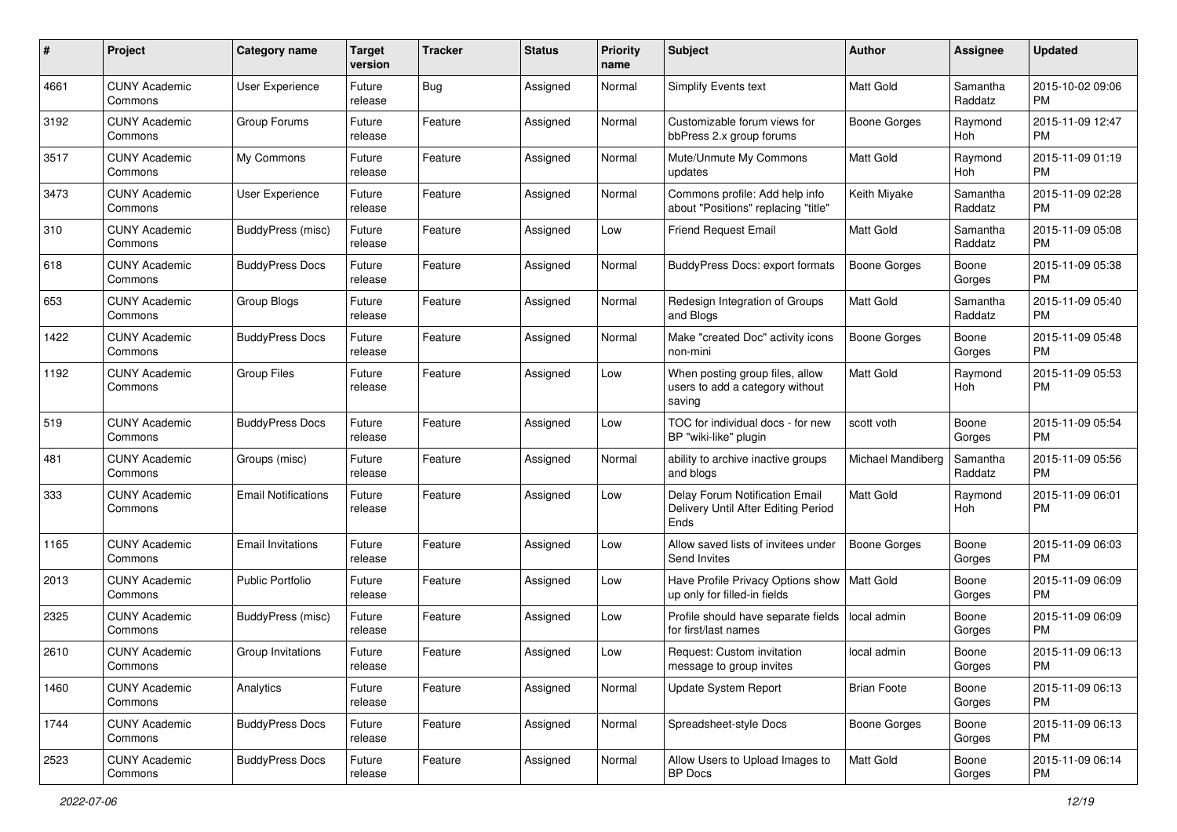| # | Project | Category name | Target version | Tracker | Status | Priority name | Subject | Author | Assignee | Updated |
|---|---|---|---|---|---|---|---|---|---|---|
| 4661 | CUNY Academic Commons | User Experience | Future release | Bug | Assigned | Normal | Simplify Events text | Matt Gold | Samantha Raddatz | 2015-10-02 09:06 PM |
| 3192 | CUNY Academic Commons | Group Forums | Future release | Feature | Assigned | Normal | Customizable forum views for bbPress 2.x group forums | Boone Gorges | Raymond Hoh | 2015-11-09 12:47 PM |
| 3517 | CUNY Academic Commons | My Commons | Future release | Feature | Assigned | Normal | Mute/Unmute My Commons updates | Matt Gold | Raymond Hoh | 2015-11-09 01:19 PM |
| 3473 | CUNY Academic Commons | User Experience | Future release | Feature | Assigned | Normal | Commons profile: Add help info about "Positions" replacing "title" | Keith Miyake | Samantha Raddatz | 2015-11-09 02:28 PM |
| 310 | CUNY Academic Commons | BuddyPress (misc) | Future release | Feature | Assigned | Low | Friend Request Email | Matt Gold | Samantha Raddatz | 2015-11-09 05:08 PM |
| 618 | CUNY Academic Commons | BuddyPress Docs | Future release | Feature | Assigned | Normal | BuddyPress Docs: export formats | Boone Gorges | Boone Gorges | 2015-11-09 05:38 PM |
| 653 | CUNY Academic Commons | Group Blogs | Future release | Feature | Assigned | Normal | Redesign Integration of Groups and Blogs | Matt Gold | Samantha Raddatz | 2015-11-09 05:40 PM |
| 1422 | CUNY Academic Commons | BuddyPress Docs | Future release | Feature | Assigned | Normal | Make "created Doc" activity icons non-mini | Boone Gorges | Boone Gorges | 2015-11-09 05:48 PM |
| 1192 | CUNY Academic Commons | Group Files | Future release | Feature | Assigned | Low | When posting group files, allow users to add a category without saving | Matt Gold | Raymond Hoh | 2015-11-09 05:53 PM |
| 519 | CUNY Academic Commons | BuddyPress Docs | Future release | Feature | Assigned | Low | TOC for individual docs - for new BP "wiki-like" plugin | scott voth | Boone Gorges | 2015-11-09 05:54 PM |
| 481 | CUNY Academic Commons | Groups (misc) | Future release | Feature | Assigned | Normal | ability to archive inactive groups and blogs | Michael Mandiberg | Samantha Raddatz | 2015-11-09 05:56 PM |
| 333 | CUNY Academic Commons | Email Notifications | Future release | Feature | Assigned | Low | Delay Forum Notification Email Delivery Until After Editing Period Ends | Matt Gold | Raymond Hoh | 2015-11-09 06:01 PM |
| 1165 | CUNY Academic Commons | Email Invitations | Future release | Feature | Assigned | Low | Allow saved lists of invitees under Send Invites | Boone Gorges | Boone Gorges | 2015-11-09 06:03 PM |
| 2013 | CUNY Academic Commons | Public Portfolio | Future release | Feature | Assigned | Low | Have Profile Privacy Options show up only for filled-in fields | Matt Gold | Boone Gorges | 2015-11-09 06:09 PM |
| 2325 | CUNY Academic Commons | BuddyPress (misc) | Future release | Feature | Assigned | Low | Profile should have separate fields for first/last names | local admin | Boone Gorges | 2015-11-09 06:09 PM |
| 2610 | CUNY Academic Commons | Group Invitations | Future release | Feature | Assigned | Low | Request: Custom invitation message to group invites | local admin | Boone Gorges | 2015-11-09 06:13 PM |
| 1460 | CUNY Academic Commons | Analytics | Future release | Feature | Assigned | Normal | Update System Report | Brian Foote | Boone Gorges | 2015-11-09 06:13 PM |
| 1744 | CUNY Academic Commons | BuddyPress Docs | Future release | Feature | Assigned | Normal | Spreadsheet-style Docs | Boone Gorges | Boone Gorges | 2015-11-09 06:13 PM |
| 2523 | CUNY Academic Commons | BuddyPress Docs | Future release | Feature | Assigned | Normal | Allow Users to Upload Images to BP Docs | Matt Gold | Boone Gorges | 2015-11-09 06:14 PM |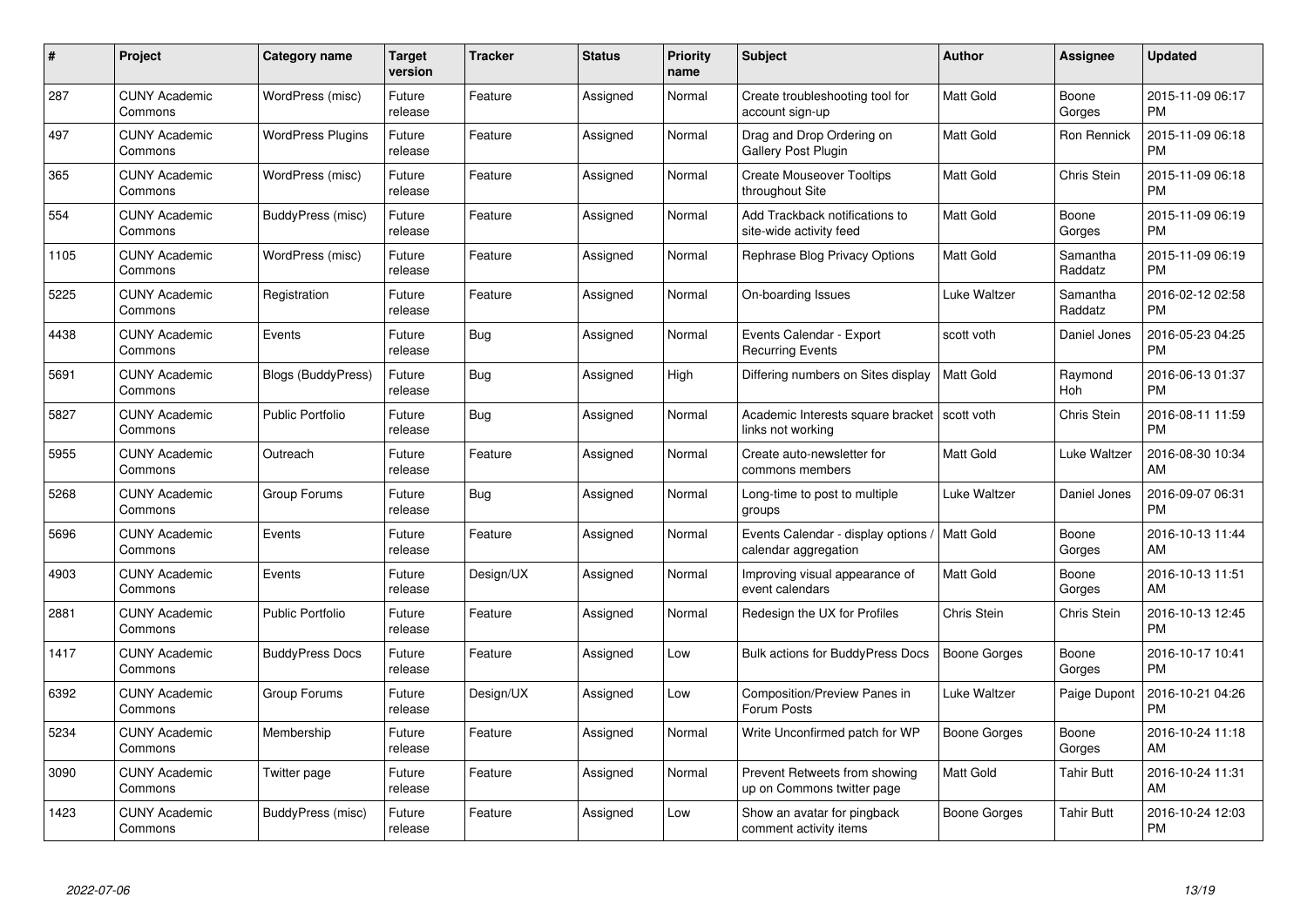| # | Project | Category name | Target version | Tracker | Status | Priority name | Subject | Author | Assignee | Updated |
|---|---|---|---|---|---|---|---|---|---|---|
| 287 | CUNY Academic Commons | WordPress (misc) | Future release | Feature | Assigned | Normal | Create troubleshooting tool for account sign-up | Matt Gold | Boone Gorges | 2015-11-09 06:17 PM |
| 497 | CUNY Academic Commons | WordPress Plugins | Future release | Feature | Assigned | Normal | Drag and Drop Ordering on Gallery Post Plugin | Matt Gold | Ron Rennick | 2015-11-09 06:18 PM |
| 365 | CUNY Academic Commons | WordPress (misc) | Future release | Feature | Assigned | Normal | Create Mouseover Tooltips throughout Site | Matt Gold | Chris Stein | 2015-11-09 06:18 PM |
| 554 | CUNY Academic Commons | BuddyPress (misc) | Future release | Feature | Assigned | Normal | Add Trackback notifications to site-wide activity feed | Matt Gold | Boone Gorges | 2015-11-09 06:19 PM |
| 1105 | CUNY Academic Commons | WordPress (misc) | Future release | Feature | Assigned | Normal | Rephrase Blog Privacy Options | Matt Gold | Samantha Raddatz | 2015-11-09 06:19 PM |
| 5225 | CUNY Academic Commons | Registration | Future release | Feature | Assigned | Normal | On-boarding Issues | Luke Waltzer | Samantha Raddatz | 2016-02-12 02:58 PM |
| 4438 | CUNY Academic Commons | Events | Future release | Bug | Assigned | Normal | Events Calendar - Export Recurring Events | scott voth | Daniel Jones | 2016-05-23 04:25 PM |
| 5691 | CUNY Academic Commons | Blogs (BuddyPress) | Future release | Bug | Assigned | High | Differing numbers on Sites display | Matt Gold | Raymond Hoh | 2016-06-13 01:37 PM |
| 5827 | CUNY Academic Commons | Public Portfolio | Future release | Bug | Assigned | Normal | Academic Interests square bracket links not working | scott voth | Chris Stein | 2016-08-11 11:59 PM |
| 5955 | CUNY Academic Commons | Outreach | Future release | Feature | Assigned | Normal | Create auto-newsletter for commons members | Matt Gold | Luke Waltzer | 2016-08-30 10:34 AM |
| 5268 | CUNY Academic Commons | Group Forums | Future release | Bug | Assigned | Normal | Long-time to post to multiple groups | Luke Waltzer | Daniel Jones | 2016-09-07 06:31 PM |
| 5696 | CUNY Academic Commons | Events | Future release | Feature | Assigned | Normal | Events Calendar - display options / calendar aggregation | Matt Gold | Boone Gorges | 2016-10-13 11:44 AM |
| 4903 | CUNY Academic Commons | Events | Future release | Design/UX | Assigned | Normal | Improving visual appearance of event calendars | Matt Gold | Boone Gorges | 2016-10-13 11:51 AM |
| 2881 | CUNY Academic Commons | Public Portfolio | Future release | Feature | Assigned | Normal | Redesign the UX for Profiles | Chris Stein | Chris Stein | 2016-10-13 12:45 PM |
| 1417 | CUNY Academic Commons | BuddyPress Docs | Future release | Feature | Assigned | Low | Bulk actions for BuddyPress Docs | Boone Gorges | Boone Gorges | 2016-10-17 10:41 PM |
| 6392 | CUNY Academic Commons | Group Forums | Future release | Design/UX | Assigned | Low | Composition/Preview Panes in Forum Posts | Luke Waltzer | Paige Dupont | 2016-10-21 04:26 PM |
| 5234 | CUNY Academic Commons | Membership | Future release | Feature | Assigned | Normal | Write Unconfirmed patch for WP | Boone Gorges | Boone Gorges | 2016-10-24 11:18 AM |
| 3090 | CUNY Academic Commons | Twitter page | Future release | Feature | Assigned | Normal | Prevent Retweets from showing up on Commons twitter page | Matt Gold | Tahir Butt | 2016-10-24 11:31 AM |
| 1423 | CUNY Academic Commons | BuddyPress (misc) | Future release | Feature | Assigned | Low | Show an avatar for pingback comment activity items | Boone Gorges | Tahir Butt | 2016-10-24 12:03 PM |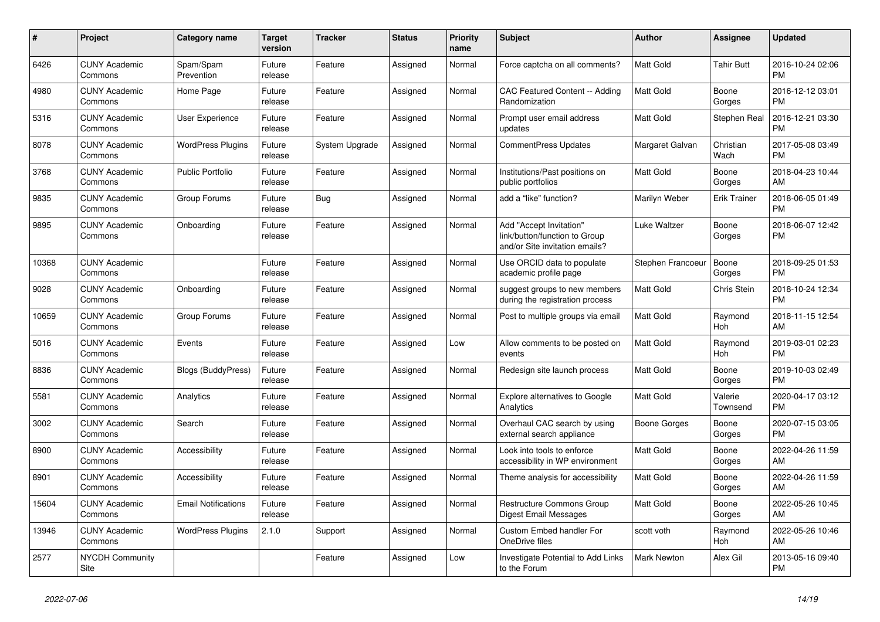| # | Project | Category name | Target version | Tracker | Status | Priority name | Subject | Author | Assignee | Updated |
|---|---|---|---|---|---|---|---|---|---|---|
| 6426 | CUNY Academic Commons | Spam/Spam Prevention | Future release | Feature | Assigned | Normal | Force captcha on all comments? | Matt Gold | Tahir Butt | 2016-10-24 02:06 PM |
| 4980 | CUNY Academic Commons | Home Page | Future release | Feature | Assigned | Normal | CAC Featured Content -- Adding Randomization | Matt Gold | Boone Gorges | 2016-12-12 03:01 PM |
| 5316 | CUNY Academic Commons | User Experience | Future release | Feature | Assigned | Normal | Prompt user email address updates | Matt Gold | Stephen Real | 2016-12-21 03:30 PM |
| 8078 | CUNY Academic Commons | WordPress Plugins | Future release | System Upgrade | Assigned | Normal | CommentPress Updates | Margaret Galvan | Christian Wach | 2017-05-08 03:49 PM |
| 3768 | CUNY Academic Commons | Public Portfolio | Future release | Feature | Assigned | Normal | Institutions/Past positions on public portfolios | Matt Gold | Boone Gorges | 2018-04-23 10:44 AM |
| 9835 | CUNY Academic Commons | Group Forums | Future release | Bug | Assigned | Normal | add a “like” function? | Marilyn Weber | Erik Trainer | 2018-06-05 01:49 PM |
| 9895 | CUNY Academic Commons | Onboarding | Future release | Feature | Assigned | Normal | Add "Accept Invitation" link/button/function to Group and/or Site invitation emails? | Luke Waltzer | Boone Gorges | 2018-06-07 12:42 PM |
| 10368 | CUNY Academic Commons | | Future release | Feature | Assigned | Normal | Use ORCID data to populate academic profile page | Stephen Francoeur | Boone Gorges | 2018-09-25 01:53 PM |
| 9028 | CUNY Academic Commons | Onboarding | Future release | Feature | Assigned | Normal | suggest groups to new members during the registration process | Matt Gold | Chris Stein | 2018-10-24 12:34 PM |
| 10659 | CUNY Academic Commons | Group Forums | Future release | Feature | Assigned | Normal | Post to multiple groups via email | Matt Gold | Raymond Hoh | 2018-11-15 12:54 AM |
| 5016 | CUNY Academic Commons | Events | Future release | Feature | Assigned | Low | Allow comments to be posted on events | Matt Gold | Raymond Hoh | 2019-03-01 02:23 PM |
| 8836 | CUNY Academic Commons | Blogs (BuddyPress) | Future release | Feature | Assigned | Normal | Redesign site launch process | Matt Gold | Boone Gorges | 2019-10-03 02:49 PM |
| 5581 | CUNY Academic Commons | Analytics | Future release | Feature | Assigned | Normal | Explore alternatives to Google Analytics | Matt Gold | Valerie Townsend | 2020-04-17 03:12 PM |
| 3002 | CUNY Academic Commons | Search | Future release | Feature | Assigned | Normal | Overhaul CAC search by using external search appliance | Boone Gorges | Boone Gorges | 2020-07-15 03:05 PM |
| 8900 | CUNY Academic Commons | Accessibility | Future release | Feature | Assigned | Normal | Look into tools to enforce accessibility in WP environment | Matt Gold | Boone Gorges | 2022-04-26 11:59 AM |
| 8901 | CUNY Academic Commons | Accessibility | Future release | Feature | Assigned | Normal | Theme analysis for accessibility | Matt Gold | Boone Gorges | 2022-04-26 11:59 AM |
| 15604 | CUNY Academic Commons | Email Notifications | Future release | Feature | Assigned | Normal | Restructure Commons Group Digest Email Messages | Matt Gold | Boone Gorges | 2022-05-26 10:45 AM |
| 13946 | CUNY Academic Commons | WordPress Plugins | 2.1.0 | Support | Assigned | Normal | Custom Embed handler For OneDrive files | scott voth | Raymond Hoh | 2022-05-26 10:46 AM |
| 2577 | NYCDH Community Site | | | Feature | Assigned | Low | Investigate Potential to Add Links to the Forum | Mark Newton | Alex Gil | 2013-05-16 09:40 PM |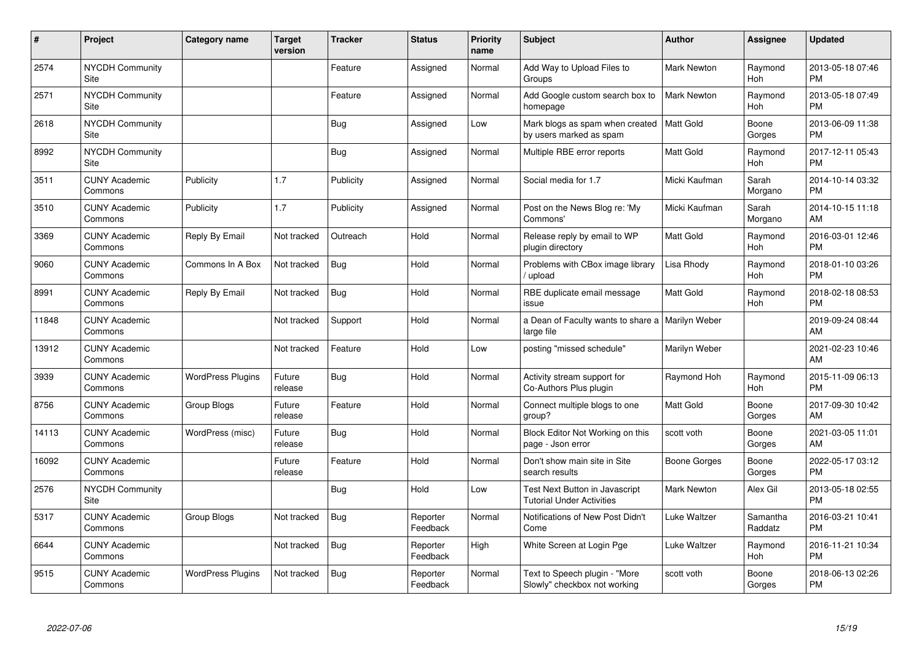| # | Project | Category name | Target version | Tracker | Status | Priority name | Subject | Author | Assignee | Updated |
|---|---|---|---|---|---|---|---|---|---|---|
| 2574 | NYCDH Community Site | | | Feature | Assigned | Normal | Add Way to Upload Files to Groups | Mark Newton | Raymond Hoh | 2013-05-18 07:46 PM |
| 2571 | NYCDH Community Site | | | Feature | Assigned | Normal | Add Google custom search box to homepage | Mark Newton | Raymond Hoh | 2013-05-18 07:49 PM |
| 2618 | NYCDH Community Site | | | Bug | Assigned | Low | Mark blogs as spam when created by users marked as spam | Matt Gold | Boone Gorges | 2013-06-09 11:38 PM |
| 8992 | NYCDH Community Site | | | Bug | Assigned | Normal | Multiple RBE error reports | Matt Gold | Raymond Hoh | 2017-12-11 05:43 PM |
| 3511 | CUNY Academic Commons | Publicity | 1.7 | Publicity | Assigned | Normal | Social media for 1.7 | Micki Kaufman | Sarah Morgano | 2014-10-14 03:32 PM |
| 3510 | CUNY Academic Commons | Publicity | 1.7 | Publicity | Assigned | Normal | Post on the News Blog re: 'My Commons' | Micki Kaufman | Sarah Morgano | 2014-10-15 11:18 AM |
| 3369 | CUNY Academic Commons | Reply By Email | Not tracked | Outreach | Hold | Normal | Release reply by email to WP plugin directory | Matt Gold | Raymond Hoh | 2016-03-01 12:46 PM |
| 9060 | CUNY Academic Commons | Commons In A Box | Not tracked | Bug | Hold | Normal | Problems with CBox image library / upload | Lisa Rhody | Raymond Hoh | 2018-01-10 03:26 PM |
| 8991 | CUNY Academic Commons | Reply By Email | Not tracked | Bug | Hold | Normal | RBE duplicate email message issue | Matt Gold | Raymond Hoh | 2018-02-18 08:53 PM |
| 11848 | CUNY Academic Commons | | Not tracked | Support | Hold | Normal | a Dean of Faculty wants to share a large file | Marilyn Weber | | 2019-09-24 08:44 AM |
| 13912 | CUNY Academic Commons | | Not tracked | Feature | Hold | Low | posting "missed schedule" | Marilyn Weber | | 2021-02-23 10:46 AM |
| 3939 | CUNY Academic Commons | WordPress Plugins | Future release | Bug | Hold | Normal | Activity stream support for Co-Authors Plus plugin | Raymond Hoh | Raymond Hoh | 2015-11-09 06:13 PM |
| 8756 | CUNY Academic Commons | Group Blogs | Future release | Feature | Hold | Normal | Connect multiple blogs to one group? | Matt Gold | Boone Gorges | 2017-09-30 10:42 AM |
| 14113 | CUNY Academic Commons | WordPress (misc) | Future release | Bug | Hold | Normal | Block Editor Not Working on this page - Json error | scott voth | Boone Gorges | 2021-03-05 11:01 AM |
| 16092 | CUNY Academic Commons | | Future release | Feature | Hold | Normal | Don't show main site in Site search results | Boone Gorges | Boone Gorges | 2022-05-17 03:12 PM |
| 2576 | NYCDH Community Site | | | Bug | Hold | Low | Test Next Button in Javascript Tutorial Under Activities | Mark Newton | Alex Gil | 2013-05-18 02:55 PM |
| 5317 | CUNY Academic Commons | Group Blogs | Not tracked | Bug | Reporter Feedback | Normal | Notifications of New Post Didn't Come | Luke Waltzer | Samantha Raddatz | 2016-03-21 10:41 PM |
| 6644 | CUNY Academic Commons | | Not tracked | Bug | Reporter Feedback | High | White Screen at Login Pge | Luke Waltzer | Raymond Hoh | 2016-11-21 10:34 PM |
| 9515 | CUNY Academic Commons | WordPress Plugins | Not tracked | Bug | Reporter Feedback | Normal | Text to Speech plugin - "More Slowly" checkbox not working | scott voth | Boone Gorges | 2018-06-13 02:26 PM |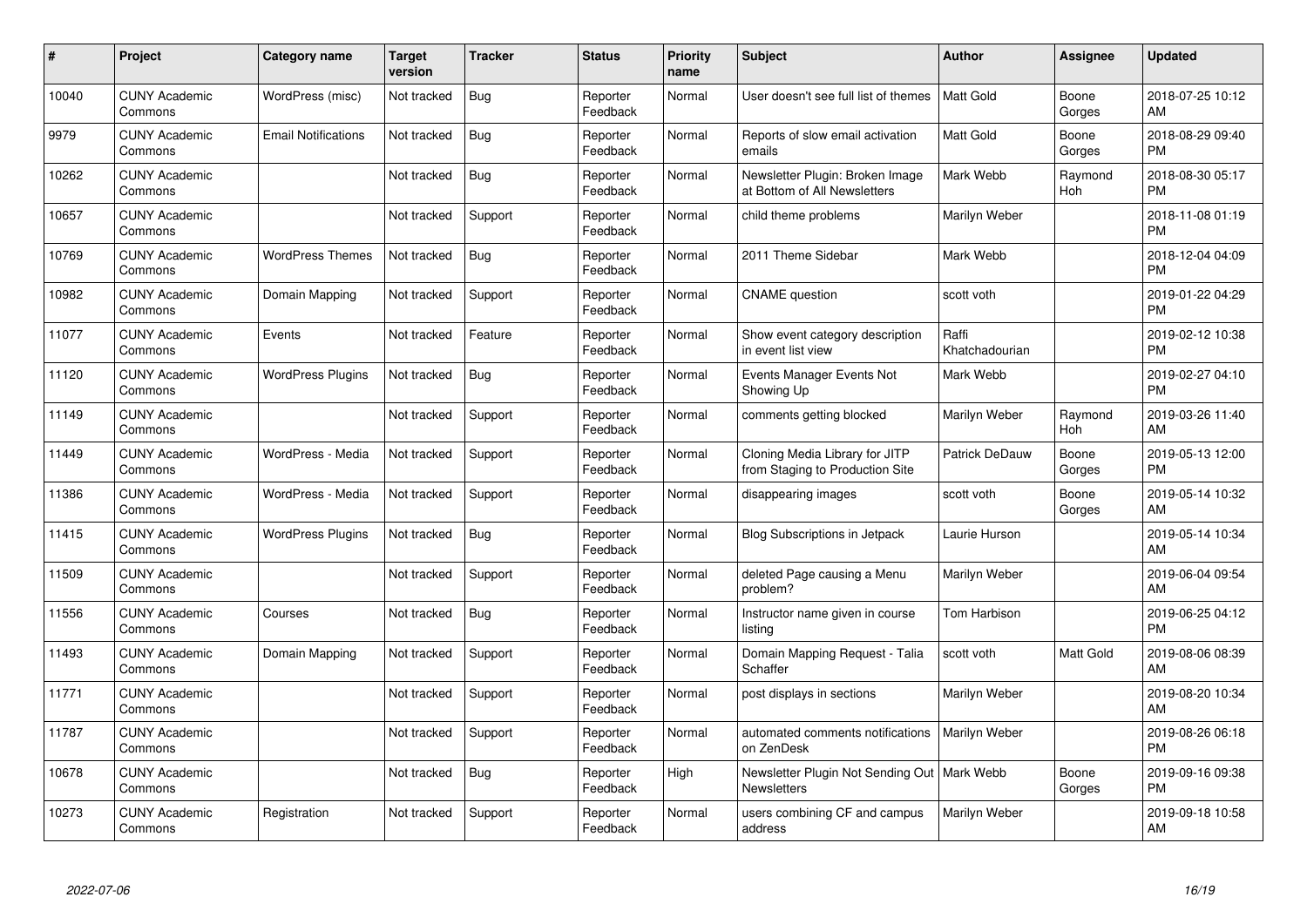| # | Project | Category name | Target version | Tracker | Status | Priority name | Subject | Author | Assignee | Updated |
|---|---|---|---|---|---|---|---|---|---|---|
| 10040 | CUNY Academic Commons | WordPress (misc) | Not tracked | Bug | Reporter Feedback | Normal | User doesn't see full list of themes | Matt Gold | Boone Gorges | 2018-07-25 10:12 AM |
| 9979 | CUNY Academic Commons | Email Notifications | Not tracked | Bug | Reporter Feedback | Normal | Reports of slow email activation emails | Matt Gold | Boone Gorges | 2018-08-29 09:40 PM |
| 10262 | CUNY Academic Commons | | Not tracked | Bug | Reporter Feedback | Normal | Newsletter Plugin: Broken Image at Bottom of All Newsletters | Mark Webb | Raymond Hoh | 2018-08-30 05:17 PM |
| 10657 | CUNY Academic Commons | | Not tracked | Support | Reporter Feedback | Normal | child theme problems | Marilyn Weber | | 2018-11-08 01:19 PM |
| 10769 | CUNY Academic Commons | WordPress Themes | Not tracked | Bug | Reporter Feedback | Normal | 2011 Theme Sidebar | Mark Webb | | 2018-12-04 04:09 PM |
| 10982 | CUNY Academic Commons | Domain Mapping | Not tracked | Support | Reporter Feedback | Normal | CNAME question | scott voth | | 2019-01-22 04:29 PM |
| 11077 | CUNY Academic Commons | Events | Not tracked | Feature | Reporter Feedback | Normal | Show event category description in event list view | Raffi Khatchadourian | | 2019-02-12 10:38 PM |
| 11120 | CUNY Academic Commons | WordPress Plugins | Not tracked | Bug | Reporter Feedback | Normal | Events Manager Events Not Showing Up | Mark Webb | | 2019-02-27 04:10 PM |
| 11149 | CUNY Academic Commons | | Not tracked | Support | Reporter Feedback | Normal | comments getting blocked | Marilyn Weber | Raymond Hoh | 2019-03-26 11:40 AM |
| 11449 | CUNY Academic Commons | WordPress - Media | Not tracked | Support | Reporter Feedback | Normal | Cloning Media Library for JITP from Staging to Production Site | Patrick DeDauw | Boone Gorges | 2019-05-13 12:00 PM |
| 11386 | CUNY Academic Commons | WordPress - Media | Not tracked | Support | Reporter Feedback | Normal | disappearing images | scott voth | Boone Gorges | 2019-05-14 10:32 AM |
| 11415 | CUNY Academic Commons | WordPress Plugins | Not tracked | Bug | Reporter Feedback | Normal | Blog Subscriptions in Jetpack | Laurie Hurson | | 2019-05-14 10:34 AM |
| 11509 | CUNY Academic Commons | | Not tracked | Support | Reporter Feedback | Normal | deleted Page causing a Menu problem? | Marilyn Weber | | 2019-06-04 09:54 AM |
| 11556 | CUNY Academic Commons | Courses | Not tracked | Bug | Reporter Feedback | Normal | Instructor name given in course listing | Tom Harbison | | 2019-06-25 04:12 PM |
| 11493 | CUNY Academic Commons | Domain Mapping | Not tracked | Support | Reporter Feedback | Normal | Domain Mapping Request - Talia Schaffer | scott voth | Matt Gold | 2019-08-06 08:39 AM |
| 11771 | CUNY Academic Commons | | Not tracked | Support | Reporter Feedback | Normal | post displays in sections | Marilyn Weber | | 2019-08-20 10:34 AM |
| 11787 | CUNY Academic Commons | | Not tracked | Support | Reporter Feedback | Normal | automated comments notifications on ZenDesk | Marilyn Weber | | 2019-08-26 06:18 PM |
| 10678 | CUNY Academic Commons | | Not tracked | Bug | Reporter Feedback | High | Newsletter Plugin Not Sending Out Newsletters | Mark Webb | Boone Gorges | 2019-09-16 09:38 PM |
| 10273 | CUNY Academic Commons | Registration | Not tracked | Support | Reporter Feedback | Normal | users combining CF and campus address | Marilyn Weber | | 2019-09-18 10:58 AM |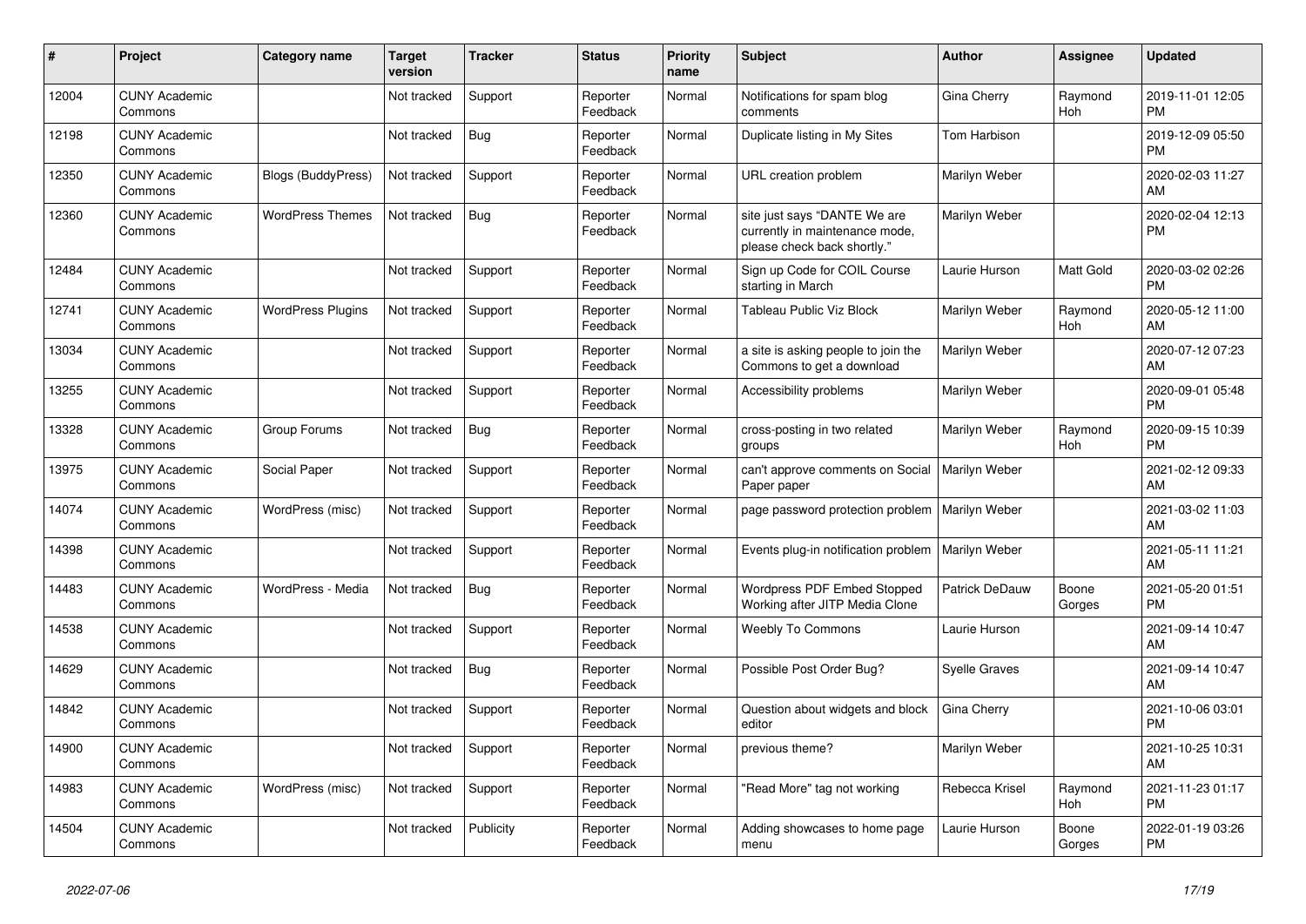| # | Project | Category name | Target version | Tracker | Status | Priority name | Subject | Author | Assignee | Updated |
|---|---|---|---|---|---|---|---|---|---|---|
| 12004 | CUNY Academic Commons | | Not tracked | Support | Reporter Feedback | Normal | Notifications for spam blog comments | Gina Cherry | Raymond Hoh | 2019-11-01 12:05 PM |
| 12198 | CUNY Academic Commons | | Not tracked | Bug | Reporter Feedback | Normal | Duplicate listing in My Sites | Tom Harbison | | 2019-12-09 05:50 PM |
| 12350 | CUNY Academic Commons | Blogs (BuddyPress) | Not tracked | Support | Reporter Feedback | Normal | URL creation problem | Marilyn Weber | | 2020-02-03 11:27 AM |
| 12360 | CUNY Academic Commons | WordPress Themes | Not tracked | Bug | Reporter Feedback | Normal | site just says "DANTE We are currently in maintenance mode, please check back shortly." | Marilyn Weber | | 2020-02-04 12:13 PM |
| 12484 | CUNY Academic Commons | | Not tracked | Support | Reporter Feedback | Normal | Sign up Code for COIL Course starting in March | Laurie Hurson | Matt Gold | 2020-03-02 02:26 PM |
| 12741 | CUNY Academic Commons | WordPress Plugins | Not tracked | Support | Reporter Feedback | Normal | Tableau Public Viz Block | Marilyn Weber | Raymond Hoh | 2020-05-12 11:00 AM |
| 13034 | CUNY Academic Commons | | Not tracked | Support | Reporter Feedback | Normal | a site is asking people to join the Commons to get a download | Marilyn Weber | | 2020-07-12 07:23 AM |
| 13255 | CUNY Academic Commons | | Not tracked | Support | Reporter Feedback | Normal | Accessibility problems | Marilyn Weber | | 2020-09-01 05:48 PM |
| 13328 | CUNY Academic Commons | Group Forums | Not tracked | Bug | Reporter Feedback | Normal | cross-posting in two related groups | Marilyn Weber | Raymond Hoh | 2020-09-15 10:39 PM |
| 13975 | CUNY Academic Commons | Social Paper | Not tracked | Support | Reporter Feedback | Normal | can't approve comments on Social Paper paper | Marilyn Weber | | 2021-02-12 09:33 AM |
| 14074 | CUNY Academic Commons | WordPress (misc) | Not tracked | Support | Reporter Feedback | Normal | page password protection problem | Marilyn Weber | | 2021-03-02 11:03 AM |
| 14398 | CUNY Academic Commons | | Not tracked | Support | Reporter Feedback | Normal | Events plug-in notification problem | Marilyn Weber | | 2021-05-11 11:21 AM |
| 14483 | CUNY Academic Commons | WordPress - Media | Not tracked | Bug | Reporter Feedback | Normal | Wordpress PDF Embed Stopped Working after JITP Media Clone | Patrick DeDauw | Boone Gorges | 2021-05-20 01:51 PM |
| 14538 | CUNY Academic Commons | | Not tracked | Support | Reporter Feedback | Normal | Weebly To Commons | Laurie Hurson | | 2021-09-14 10:47 AM |
| 14629 | CUNY Academic Commons | | Not tracked | Bug | Reporter Feedback | Normal | Possible Post Order Bug? | Syelle Graves | | 2021-09-14 10:47 AM |
| 14842 | CUNY Academic Commons | | Not tracked | Support | Reporter Feedback | Normal | Question about widgets and block editor | Gina Cherry | | 2021-10-06 03:01 PM |
| 14900 | CUNY Academic Commons | | Not tracked | Support | Reporter Feedback | Normal | previous theme? | Marilyn Weber | | 2021-10-25 10:31 AM |
| 14983 | CUNY Academic Commons | WordPress (misc) | Not tracked | Support | Reporter Feedback | Normal | "Read More" tag not working | Rebecca Krisel | Raymond Hoh | 2021-11-23 01:17 PM |
| 14504 | CUNY Academic Commons | | Not tracked | Publicity | Reporter Feedback | Normal | Adding showcases to home page menu | Laurie Hurson | Boone Gorges | 2022-01-19 03:26 PM |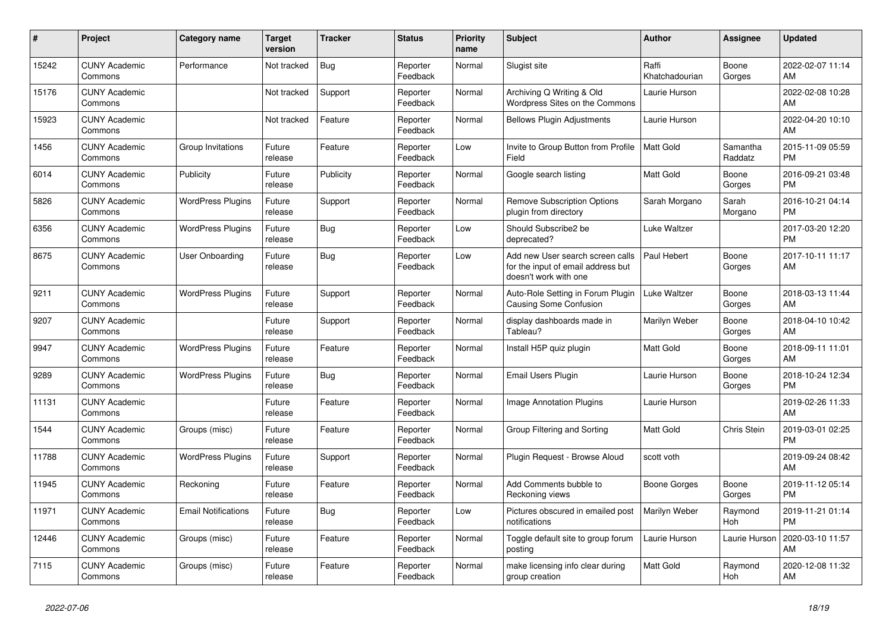| # | Project | Category name | Target version | Tracker | Status | Priority name | Subject | Author | Assignee | Updated |
|---|---|---|---|---|---|---|---|---|---|---|
| 15242 | CUNY Academic Commons | Performance | Not tracked | Bug | Reporter Feedback | Normal | Slugist site | Raffi Khatchadourian | Boone Gorges | 2022-02-07 11:14 AM |
| 15176 | CUNY Academic Commons | | Not tracked | Support | Reporter Feedback | Normal | Archiving Q Writing & Old Wordpress Sites on the Commons | Laurie Hurson | | 2022-02-08 10:28 AM |
| 15923 | CUNY Academic Commons | | Not tracked | Feature | Reporter Feedback | Normal | Bellows Plugin Adjustments | Laurie Hurson | | 2022-04-20 10:10 AM |
| 1456 | CUNY Academic Commons | Group Invitations | Future release | Feature | Reporter Feedback | Low | Invite to Group Button from Profile Field | Matt Gold | Samantha Raddatz | 2015-11-09 05:59 PM |
| 6014 | CUNY Academic Commons | Publicity | Future release | Publicity | Reporter Feedback | Normal | Google search listing | Matt Gold | Boone Gorges | 2016-09-21 03:48 PM |
| 5826 | CUNY Academic Commons | WordPress Plugins | Future release | Support | Reporter Feedback | Normal | Remove Subscription Options plugin from directory | Sarah Morgano | Sarah Morgano | 2016-10-21 04:14 PM |
| 6356 | CUNY Academic Commons | WordPress Plugins | Future release | Bug | Reporter Feedback | Low | Should Subscribe2 be deprecated? | Luke Waltzer | | 2017-03-20 12:20 PM |
| 8675 | CUNY Academic Commons | User Onboarding | Future release | Bug | Reporter Feedback | Low | Add new User search screen calls for the input of email address but doesn't work with one | Paul Hebert | Boone Gorges | 2017-10-11 11:17 AM |
| 9211 | CUNY Academic Commons | WordPress Plugins | Future release | Support | Reporter Feedback | Normal | Auto-Role Setting in Forum Plugin Causing Some Confusion | Luke Waltzer | Boone Gorges | 2018-03-13 11:44 AM |
| 9207 | CUNY Academic Commons | | Future release | Support | Reporter Feedback | Normal | display dashboards made in Tableau? | Marilyn Weber | Boone Gorges | 2018-04-10 10:42 AM |
| 9947 | CUNY Academic Commons | WordPress Plugins | Future release | Feature | Reporter Feedback | Normal | Install H5P quiz plugin | Matt Gold | Boone Gorges | 2018-09-11 11:01 AM |
| 9289 | CUNY Academic Commons | WordPress Plugins | Future release | Bug | Reporter Feedback | Normal | Email Users Plugin | Laurie Hurson | Boone Gorges | 2018-10-24 12:34 PM |
| 11131 | CUNY Academic Commons | | Future release | Feature | Reporter Feedback | Normal | Image Annotation Plugins | Laurie Hurson | | 2019-02-26 11:33 AM |
| 1544 | CUNY Academic Commons | Groups (misc) | Future release | Feature | Reporter Feedback | Normal | Group Filtering and Sorting | Matt Gold | Chris Stein | 2019-03-01 02:25 PM |
| 11788 | CUNY Academic Commons | WordPress Plugins | Future release | Support | Reporter Feedback | Normal | Plugin Request - Browse Aloud | scott voth | | 2019-09-24 08:42 AM |
| 11945 | CUNY Academic Commons | Reckoning | Future release | Feature | Reporter Feedback | Normal | Add Comments bubble to Reckoning views | Boone Gorges | Boone Gorges | 2019-11-12 05:14 PM |
| 11971 | CUNY Academic Commons | Email Notifications | Future release | Bug | Reporter Feedback | Low | Pictures obscured in emailed post notifications | Marilyn Weber | Raymond Hoh | 2019-11-21 01:14 PM |
| 12446 | CUNY Academic Commons | Groups (misc) | Future release | Feature | Reporter Feedback | Normal | Toggle default site to group forum posting | Laurie Hurson | Laurie Hurson | 2020-03-10 11:57 AM |
| 7115 | CUNY Academic Commons | Groups (misc) | Future release | Feature | Reporter Feedback | Normal | make licensing info clear during group creation | Matt Gold | Raymond Hoh | 2020-12-08 11:32 AM |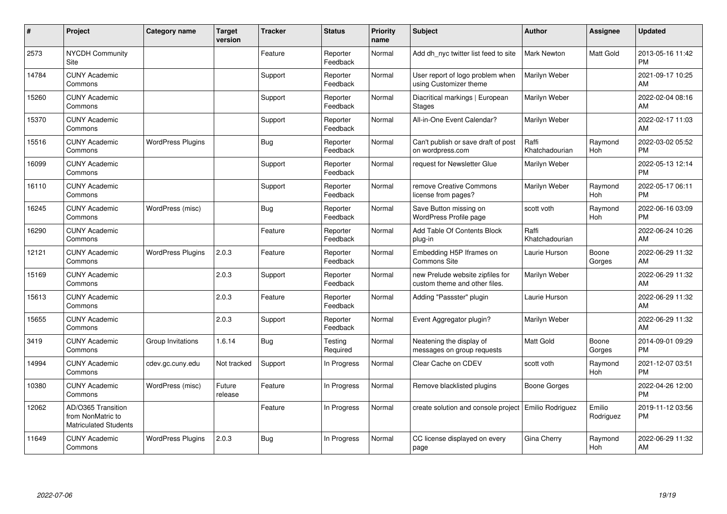| # | Project | Category name | Target version | Tracker | Status | Priority name | Subject | Author | Assignee | Updated |
|---|---|---|---|---|---|---|---|---|---|---|
| 2573 | NYCDH Community Site | | | Feature | Reporter Feedback | Normal | Add dh_nyc twitter list feed to site | Mark Newton | Matt Gold | 2013-05-16 11:42 PM |
| 14784 | CUNY Academic Commons | | | Support | Reporter Feedback | Normal | User report of logo problem when using Customizer theme | Marilyn Weber | | 2021-09-17 10:25 AM |
| 15260 | CUNY Academic Commons | | | Support | Reporter Feedback | Normal | Diacritical markings \| European Stages | Marilyn Weber | | 2022-02-04 08:16 AM |
| 15370 | CUNY Academic Commons | | | Support | Reporter Feedback | Normal | All-in-One Event Calendar? | Marilyn Weber | | 2022-02-17 11:03 AM |
| 15516 | CUNY Academic Commons | WordPress Plugins | | Bug | Reporter Feedback | Normal | Can't publish or save draft of post on wordpress.com | Raffi Khatchadourian | Raymond Hoh | 2022-03-02 05:52 PM |
| 16099 | CUNY Academic Commons | | | Support | Reporter Feedback | Normal | request for Newsletter Glue | Marilyn Weber | | 2022-05-13 12:14 PM |
| 16110 | CUNY Academic Commons | | | Support | Reporter Feedback | Normal | remove Creative Commons license from pages? | Marilyn Weber | Raymond Hoh | 2022-05-17 06:11 PM |
| 16245 | CUNY Academic Commons | WordPress (misc) | | Bug | Reporter Feedback | Normal | Save Button missing on WordPress Profile page | scott voth | Raymond Hoh | 2022-06-16 03:09 PM |
| 16290 | CUNY Academic Commons | | | Feature | Reporter Feedback | Normal | Add Table Of Contents Block plug-in | Raffi Khatchadourian | | 2022-06-24 10:26 AM |
| 12121 | CUNY Academic Commons | WordPress Plugins | 2.0.3 | Feature | Reporter Feedback | Normal | Embedding H5P Iframes on Commons Site | Laurie Hurson | Boone Gorges | 2022-06-29 11:32 AM |
| 15169 | CUNY Academic Commons | | 2.0.3 | Support | Reporter Feedback | Normal | new Prelude website zipfiles for custom theme and other files. | Marilyn Weber | | 2022-06-29 11:32 AM |
| 15613 | CUNY Academic Commons | | 2.0.3 | Feature | Reporter Feedback | Normal | Adding "Passster" plugin | Laurie Hurson | | 2022-06-29 11:32 AM |
| 15655 | CUNY Academic Commons | | 2.0.3 | Support | Reporter Feedback | Normal | Event Aggregator plugin? | Marilyn Weber | | 2022-06-29 11:32 AM |
| 3419 | CUNY Academic Commons | Group Invitations | 1.6.14 | Bug | Testing Required | Normal | Neatening the display of messages on group requests | Matt Gold | Boone Gorges | 2014-09-01 09:29 PM |
| 14994 | CUNY Academic Commons | cdev.gc.cuny.edu | Not tracked | Support | In Progress | Normal | Clear Cache on CDEV | scott voth | Raymond Hoh | 2021-12-07 03:51 PM |
| 10380 | CUNY Academic Commons | WordPress (misc) | Future release | Feature | In Progress | Normal | Remove blacklisted plugins | Boone Gorges | | 2022-04-26 12:00 PM |
| 12062 | AD/O365 Transition from NonMatric to Matriculated Students | | | Feature | In Progress | Normal | create solution and console project | Emilio Rodriguez | Emilio Rodriguez | 2019-11-12 03:56 PM |
| 11649 | CUNY Academic Commons | WordPress Plugins | 2.0.3 | Bug | In Progress | Normal | CC license displayed on every page | Gina Cherry | Raymond Hoh | 2022-06-29 11:32 AM |